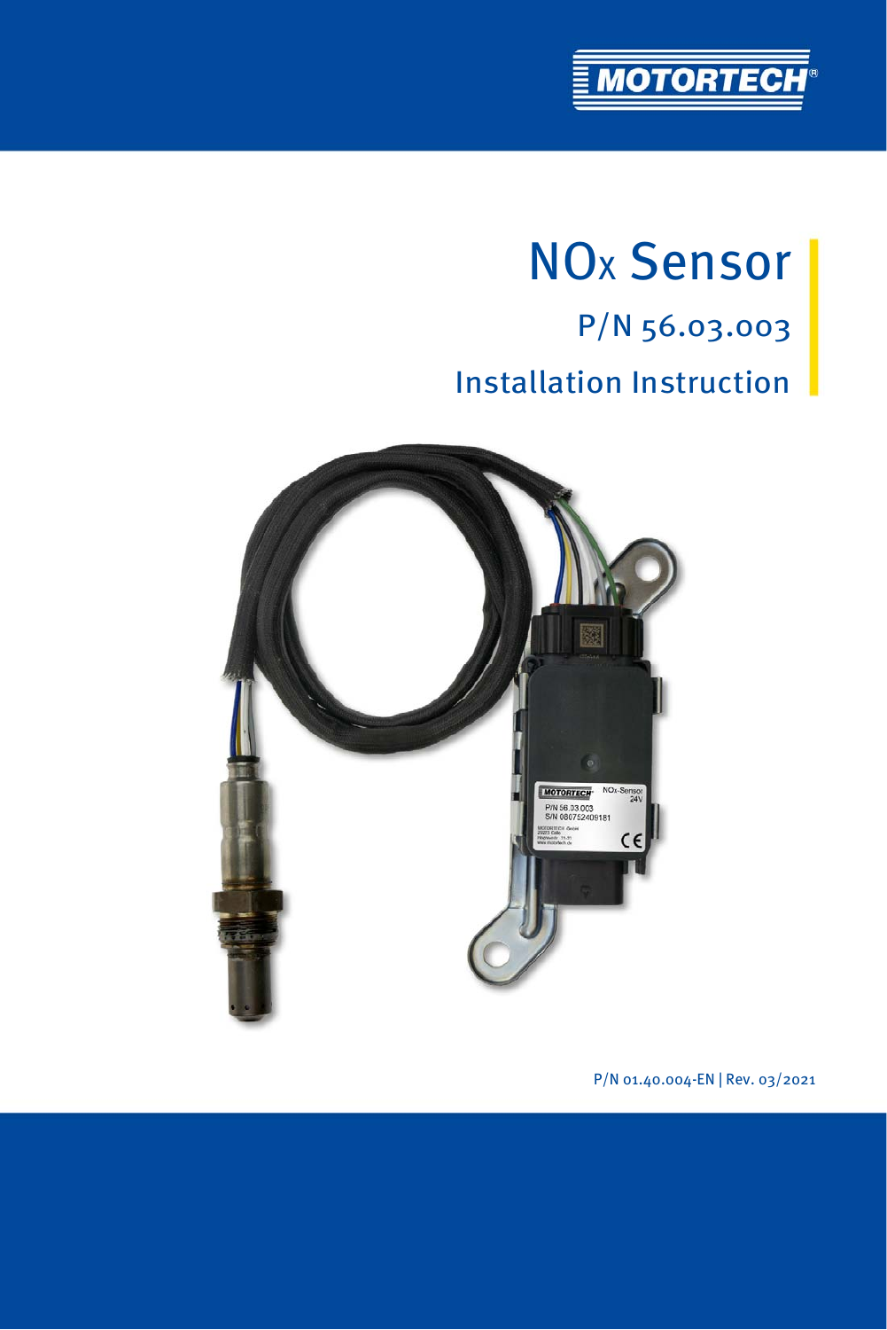# NOx Sensor

## P/N 56.03.003

## Installation Instruction

P/N 01.40.004-EN | Rev. 03/2021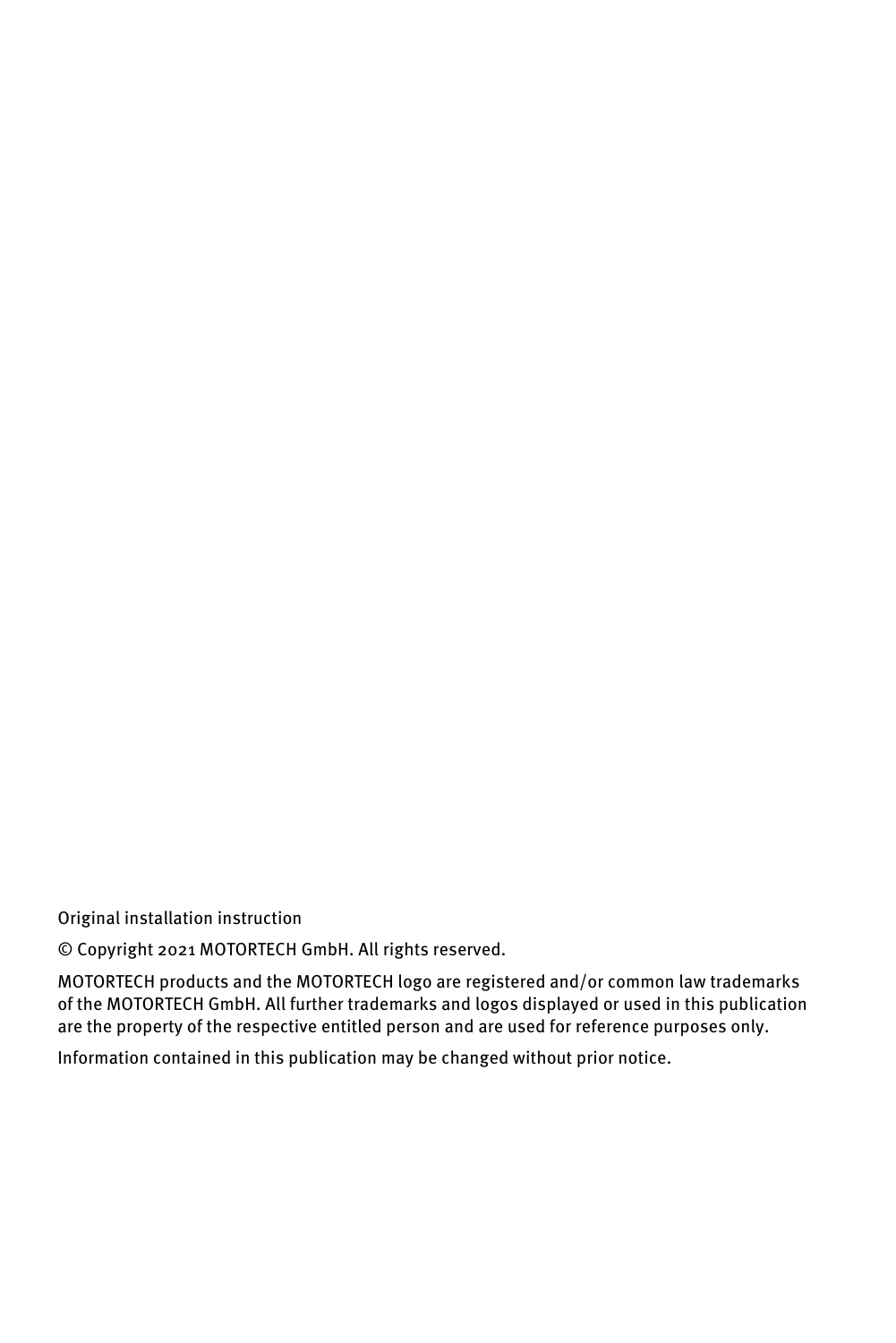Original installation instruction

© Copyright 2021 MOTORTECH GmbH. All rights reserved.

MOTORTECH products and the MOTORTECH logo are registered and/or common law trademarks of the MOTORTECH GmbH. All further trademarks and logos displayed or used in this publication are the property of the respective entitled person and are used for reference purposes only.

Information contained in this publication may be changed without prior notice.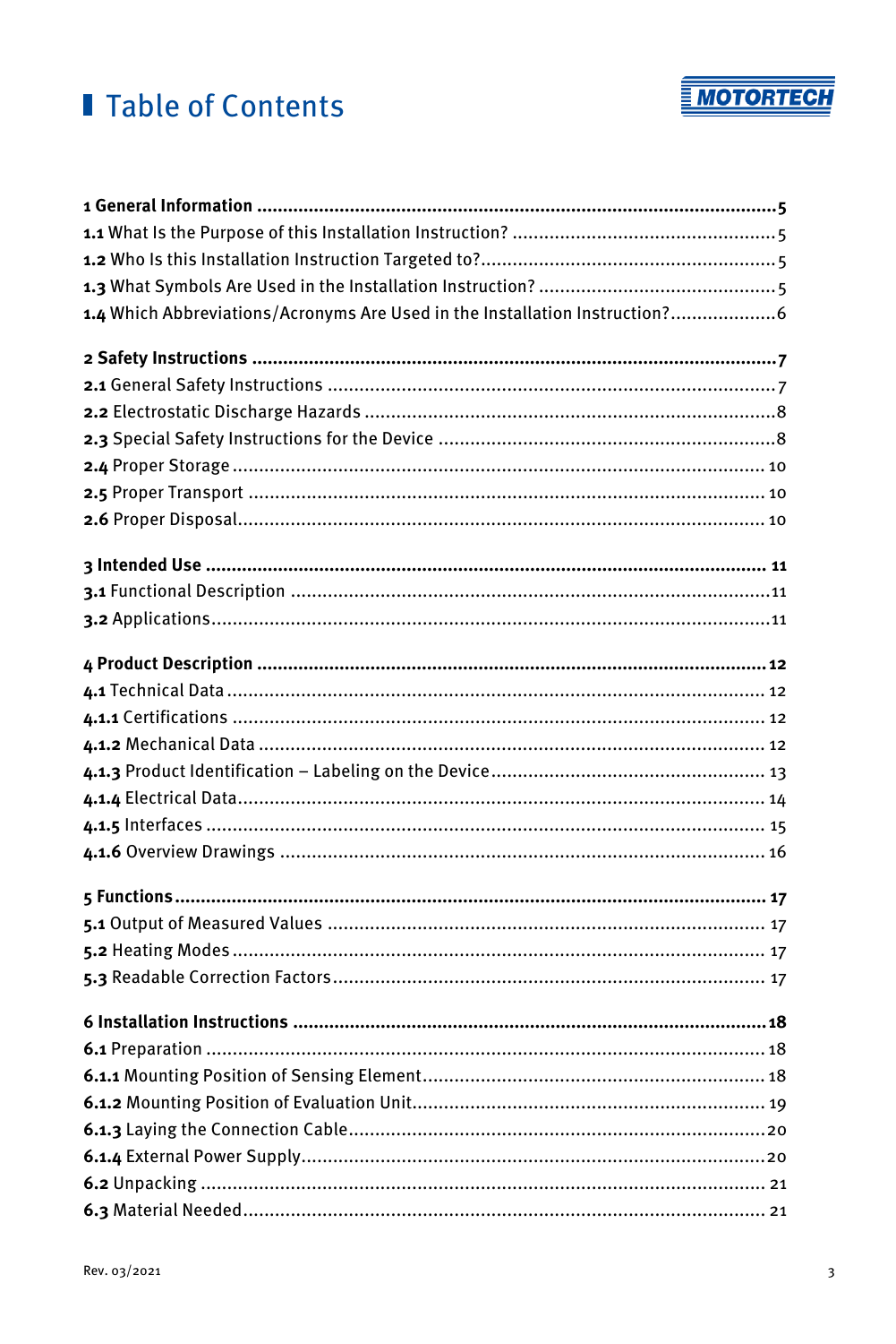# Table of Contents

**1 General Information** .......... **5**
**1.1** What Is the Purpose of this Installation Instruction? .......... 5
**1.2** Who Is this Installation Instruction Targeted to? .......... 5
**1.3** What Symbols Are Used in the Installation Instruction? .......... 5
**1.4** Which Abbreviations/Acronyms Are Used in the Installation Instruction? .......... 6

**2 Safety Instructions** .......... **7**
**2.1** General Safety Instructions .......... 7
**2.2** Electrostatic Discharge Hazards .......... 8
**2.3** Special Safety Instructions for the Device .......... 8
**2.4** Proper Storage .......... 10
**2.5** Proper Transport .......... 10
**2.6** Proper Disposal .......... 10

**3 Intended Use** .......... **11**
**3.1** Functional Description .......... 11
**3.2** Applications .......... 11

**4 Product Description** .......... **12**
**4.1** Technical Data .......... 12
**4.1.1** Certifications .......... 12
**4.1.2** Mechanical Data .......... 12
**4.1.3** Product Identification – Labeling on the Device .......... 13
**4.1.4** Electrical Data .......... 14
**4.1.5** Interfaces .......... 15
**4.1.6** Overview Drawings .......... 16

**5 Functions** .......... **17**
**5.1** Output of Measured Values .......... 17
**5.2** Heating Modes .......... 17
**5.3** Readable Correction Factors .......... 17

**6 Installation Instructions** .......... **18**
**6.1** Preparation .......... 18
**6.1.1** Mounting Position of Sensing Element .......... 18
**6.1.2** Mounting Position of Evaluation Unit .......... 19
**6.1.3** Laying the Connection Cable .......... 20
**6.1.4** External Power Supply .......... 20
**6.2** Unpacking .......... 21
**6.3** Material Needed .......... 21

Rev. 03/2021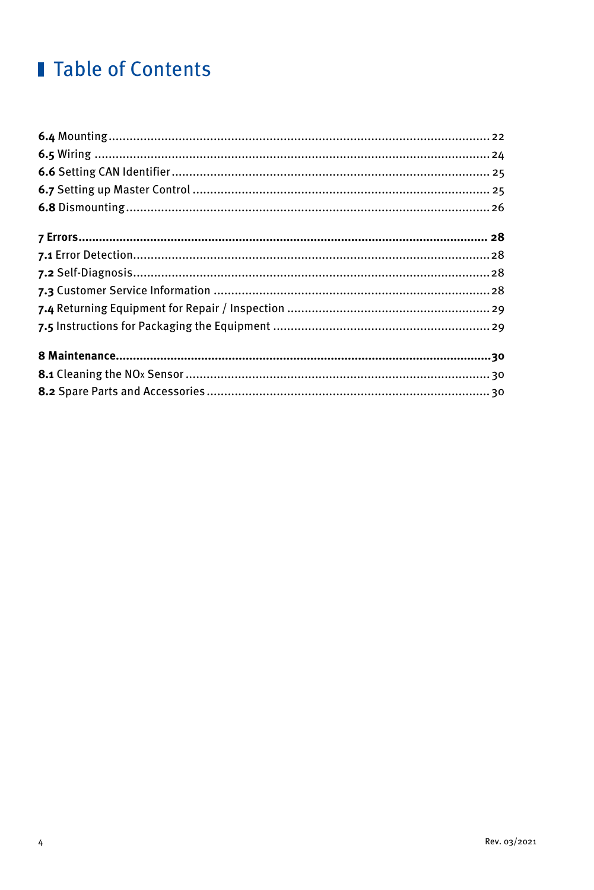# Table of Contents

**6.4** Mounting ........................................................ 22
**6.5** Wiring ........................................................ 24
**6.6** Setting CAN Identifier ........................................................ 25
**6.7** Setting up Master Control ........................................................ 25
**6.8** Dismounting ........................................................ 26

**7 Errors........................................................ 28**
**7.1** Error Detection ........................................................ 28
**7.2** Self-Diagnosis ........................................................ 28
**7.3** Customer Service Information ........................................................ 28
**7.4** Returning Equipment for Repair / Inspection ........................................................ 29
**7.5** Instructions for Packaging the Equipment ........................................................ 29

**8 Maintenance........................................................ 30**
**8.1** Cleaning the $NO_x$ Sensor ........................................................ 30
**8.2** Spare Parts and Accessories ........................................................ 30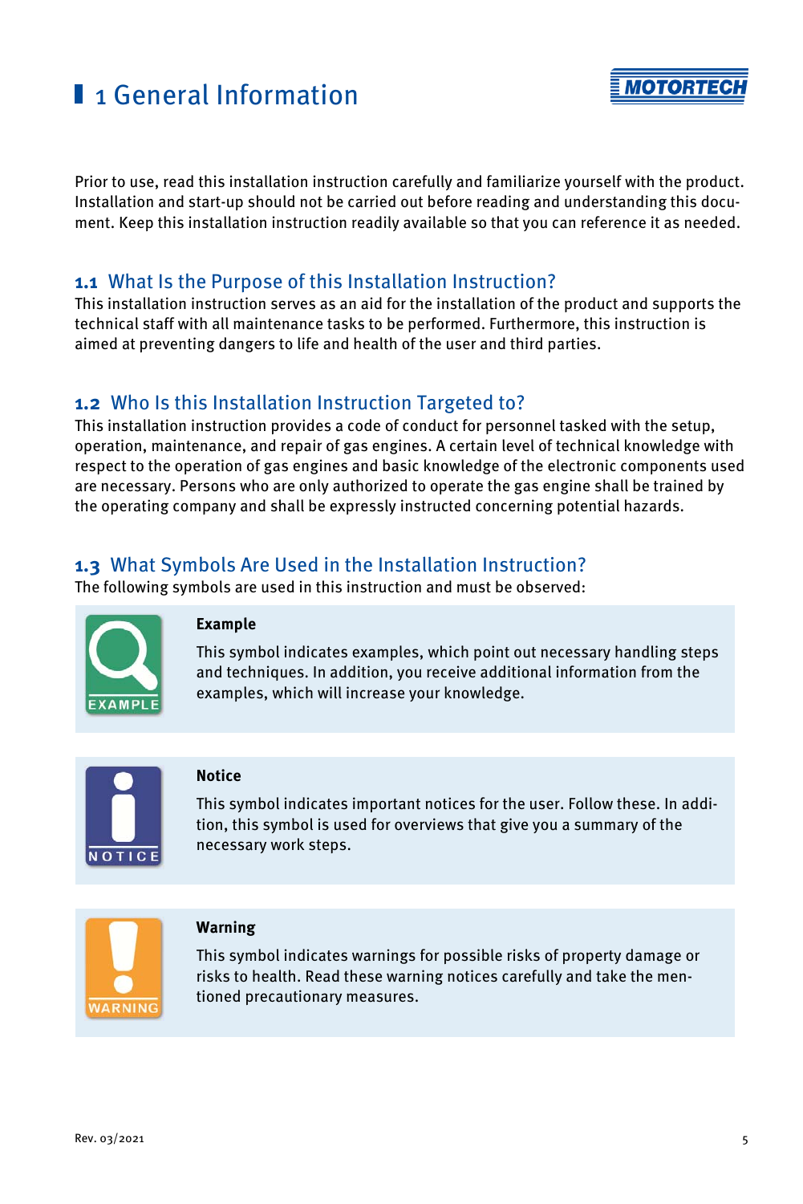# 1 General Information

Prior to use, read this installation instruction carefully and familiarize yourself with the product. Installation and start-up should not be carried out before reading and understanding this document. Keep this installation instruction readily available so that you can reference it as needed.

## 1.1 What Is the Purpose of this Installation Instruction?

This installation instruction serves as an aid for the installation of the product and supports the technical staff with all maintenance tasks to be performed. Furthermore, this instruction is aimed at preventing dangers to life and health of the user and third parties.

## 1.2 Who Is this Installation Instruction Targeted to?

This installation instruction provides a code of conduct for personnel tasked with the setup, operation, maintenance, and repair of gas engines. A certain level of technical knowledge with respect to the operation of gas engines and basic knowledge of the electronic components used are necessary. Persons who are only authorized to operate the gas engine shall be trained by the operating company and shall be expressly instructed concerning potential hazards.

## 1.3 What Symbols Are Used in the Installation Instruction?

The following symbols are used in this instruction and must be observed:

**EXAMPLE**

**Example**

This symbol indicates examples, which point out necessary handling steps and techniques. In addition, you receive additional information from the examples, which will increase your knowledge.

**NOTICE**

**Notice**

This symbol indicates important notices for the user. Follow these. In addition, this symbol is used for overviews that give you a summary of the necessary work steps.

**WARNING**

**Warning**

This symbol indicates warnings for possible risks of property damage or risks to health. Read these warning notices carefully and take the mentioned precautionary measures.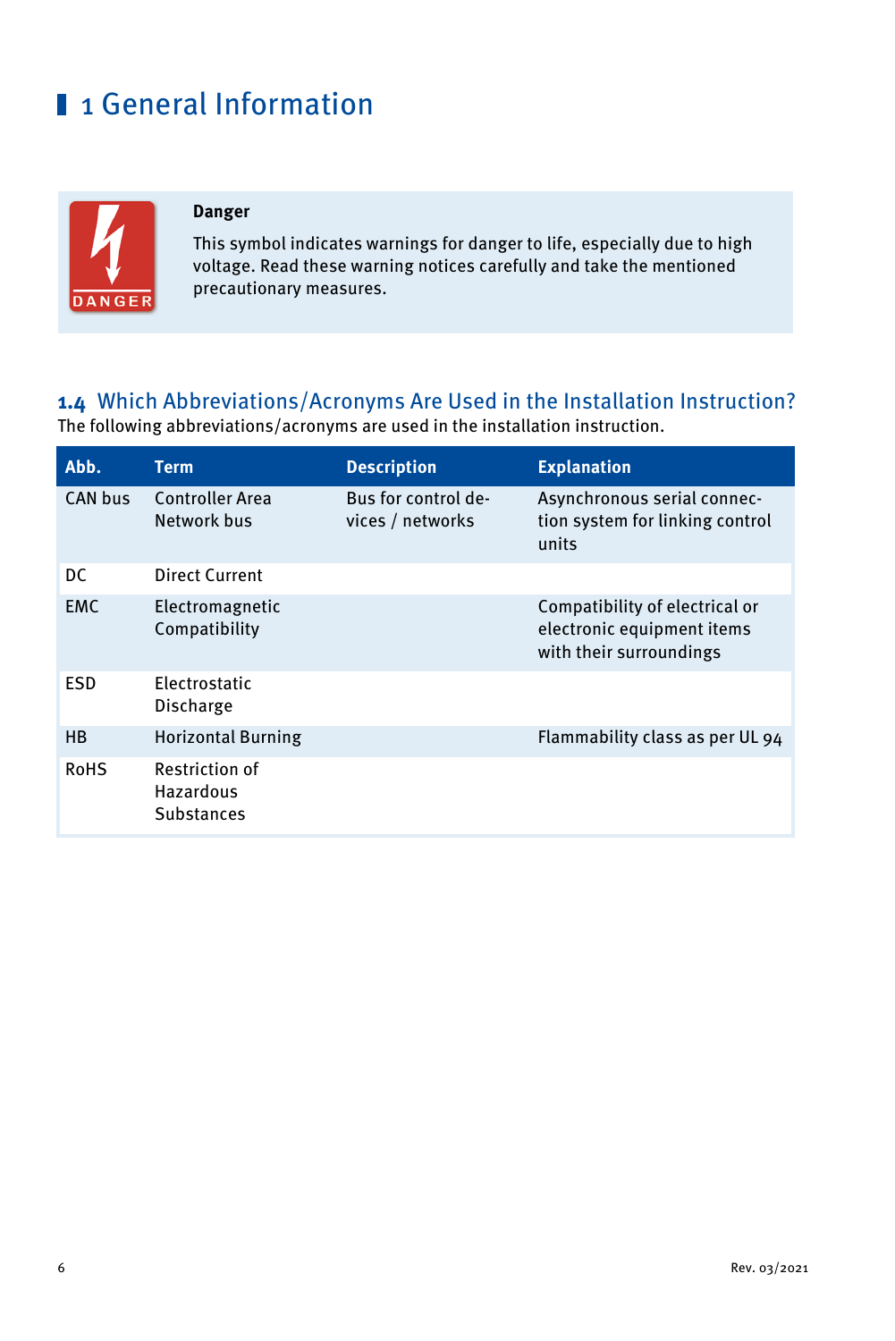# 1 General Information

**Danger**

This symbol indicates warnings for danger to life, especially due to high voltage. Read these warning notices carefully and take the mentioned precautionary measures.

## 1.4 Which Abbreviations/Acronyms Are Used in the Installation Instruction?

The following abbreviations/acronyms are used in the installation instruction.

| Abb. | Term | Description | Explanation |
|---|---|---|---|
| CAN bus | Controller Area Network bus | Bus for control devices / networks | Asynchronous serial connection system for linking control units |
| DC | Direct Current | | |
| EMC | Electromagnetic Compatibility | | Compatibility of electrical or electronic equipment items with their surroundings |
| ESD | Electrostatic Discharge | | |
| HB | Horizontal Burning | | Flammability class as per UL 94 |
| RoHS | Restriction of Hazardous Substances | | |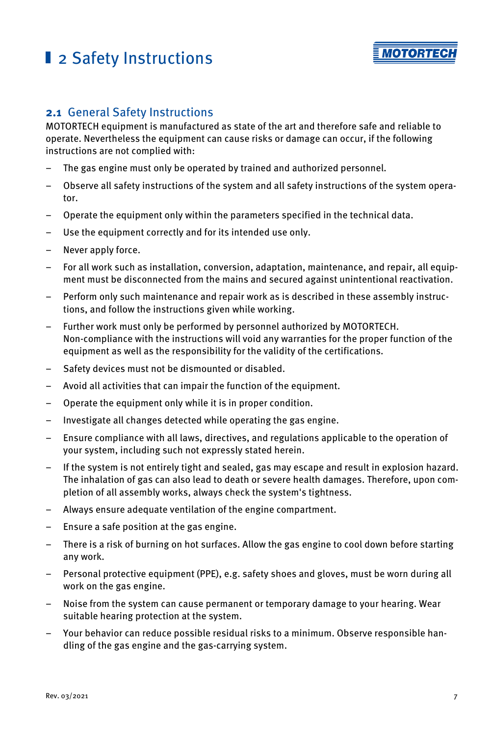# 2 Safety Instructions

## 2.1 General Safety Instructions

MOTORTECH equipment is manufactured as state of the art and therefore safe and reliable to operate. Nevertheless the equipment can cause risks or damage can occur, if the following instructions are not complied with:

- The gas engine must only be operated by trained and authorized personnel.
- Observe all safety instructions of the system and all safety instructions of the system operator.
- Operate the equipment only within the parameters specified in the technical data.
- Use the equipment correctly and for its intended use only.
- Never apply force.
- For all work such as installation, conversion, adaptation, maintenance, and repair, all equipment must be disconnected from the mains and secured against unintentional reactivation.
- Perform only such maintenance and repair work as is described in these assembly instructions, and follow the instructions given while working.
- Further work must only be performed by personnel authorized by MOTORTECH. Non-compliance with the instructions will void any warranties for the proper function of the equipment as well as the responsibility for the validity of the certifications.
- Safety devices must not be dismounted or disabled.
- Avoid all activities that can impair the function of the equipment.
- Operate the equipment only while it is in proper condition.
- Investigate all changes detected while operating the gas engine.
- Ensure compliance with all laws, directives, and regulations applicable to the operation of your system, including such not expressly stated herein.
- If the system is not entirely tight and sealed, gas may escape and result in explosion hazard. The inhalation of gas can also lead to death or severe health damages. Therefore, upon completion of all assembly works, always check the system's tightness.
- Always ensure adequate ventilation of the engine compartment.
- Ensure a safe position at the gas engine.
- There is a risk of burning on hot surfaces. Allow the gas engine to cool down before starting any work.
- Personal protective equipment (PPE), e.g. safety shoes and gloves, must be worn during all work on the gas engine.
- Noise from the system can cause permanent or temporary damage to your hearing. Wear suitable hearing protection at the system.
- Your behavior can reduce possible residual risks to a minimum. Observe responsible handling of the gas engine and the gas-carrying system.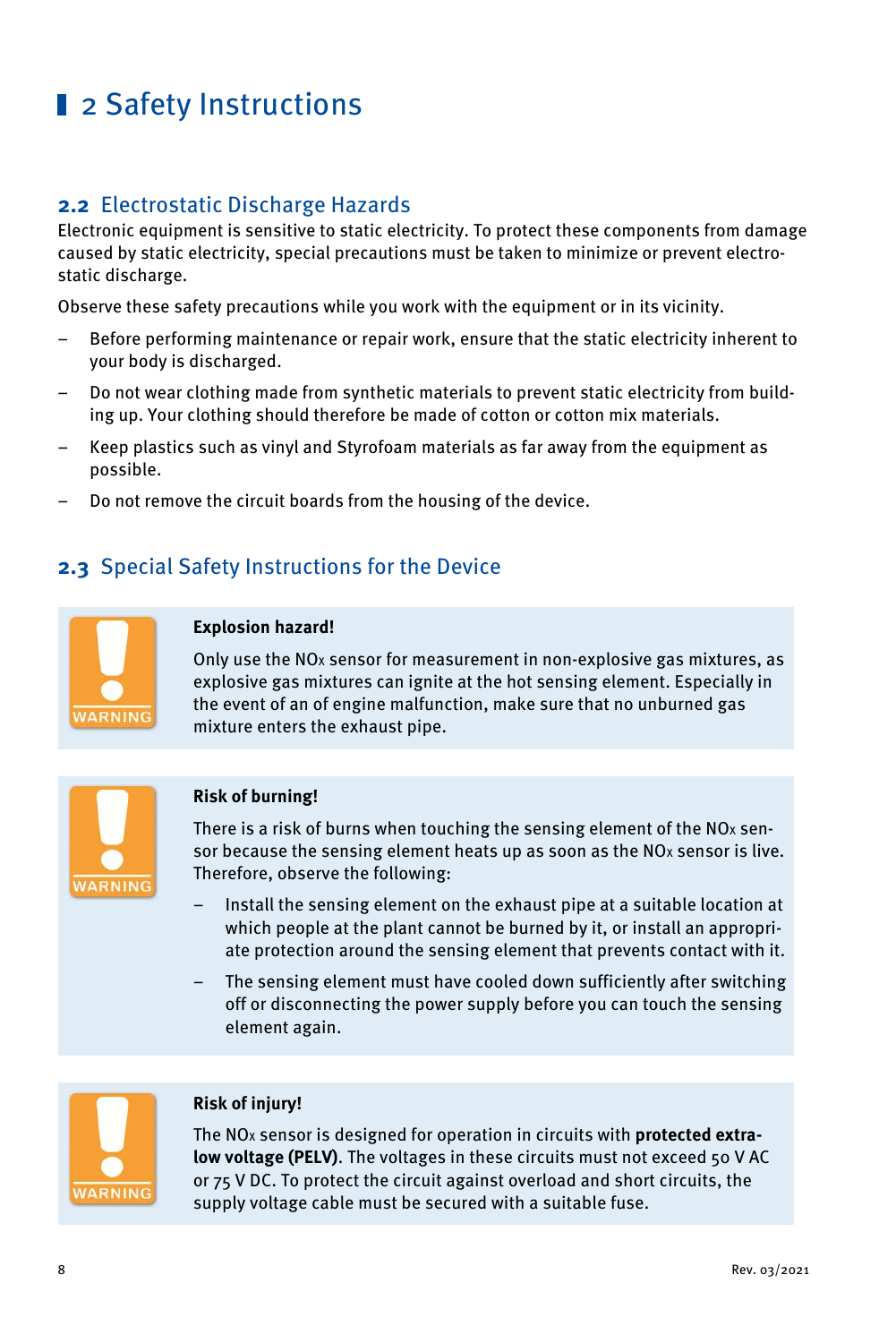# 2 Safety Instructions

## 2.2 Electrostatic Discharge Hazards

Electronic equipment is sensitive to static electricity. To protect these components from damage caused by static electricity, special precautions must be taken to minimize or prevent electrostatic discharge.

Observe these safety precautions while you work with the equipment or in its vicinity.

- Before performing maintenance or repair work, ensure that the static electricity inherent to your body is discharged.
- Do not wear clothing made from synthetic materials to prevent static electricity from building up. Your clothing should therefore be made of cotton or cotton mix materials.
- Keep plastics such as vinyl and Styrofoam materials as far away from the equipment as possible.
- Do not remove the circuit boards from the housing of the device.

## 2.3 Special Safety Instructions for the Device

WARNING

**Explosion hazard!**

Only use the $NO_x$ sensor for measurement in non-explosive gas mixtures, as explosive gas mixtures can ignite at the hot sensing element. Especially in the event of an of engine malfunction, make sure that no unburned gas mixture enters the exhaust pipe.

WARNING

**Risk of burning!**

There is a risk of burns when touching the sensing element of the $NO_x$ sensor because the sensing element heats up as soon as the $NO_x$ sensor is live. Therefore, observe the following:

- Install the sensing element on the exhaust pipe at a suitable location at which people at the plant cannot be burned by it, or install an appropriate protection around the sensing element that prevents contact with it.
- The sensing element must have cooled down sufficiently after switching off or disconnecting the power supply before you can touch the sensing element again.

WARNING

**Risk of injury!**

The $NO_x$ sensor is designed for operation in circuits with **protected extra-low voltage (PELV)**. The voltages in these circuits must not exceed 50 V AC or 75 V DC. To protect the circuit against overload and short circuits, the supply voltage cable must be secured with a suitable fuse.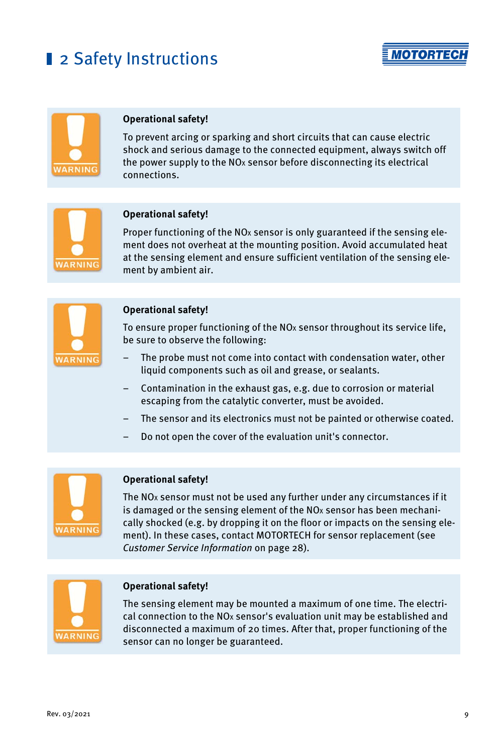# 2 Safety Instructions

WARNING

**Operational safety!**

To prevent arcing or sparking and short circuits that can cause electric shock and serious damage to the connected equipment, always switch off the power supply to the $NO_x$ sensor before disconnecting its electrical connections.

WARNING

**Operational safety!**

Proper functioning of the $NO_x$ sensor is only guaranteed if the sensing element does not overheat at the mounting position. Avoid accumulated heat at the sensing element and ensure sufficient ventilation of the sensing element by ambient air.

WARNING

**Operational safety!**

To ensure proper functioning of the $NO_x$ sensor throughout its service life, be sure to observe the following:

- The probe must not come into contact with condensation water, other liquid components such as oil and grease, or sealants.
- Contamination in the exhaust gas, e.g. due to corrosion or material escaping from the catalytic converter, must be avoided.
- The sensor and its electronics must not be painted or otherwise coated.
- Do not open the cover of the evaluation unit's connector.

WARNING

**Operational safety!**

The $NO_x$ sensor must not be used any further under any circumstances if it is damaged or the sensing element of the $NO_x$ sensor has been mechanically shocked (e.g. by dropping it on the floor or impacts on the sensing element). In these cases, contact MOTORTECH for sensor replacement (see *Customer Service Information* on page 28).

WARNING

**Operational safety!**

The sensing element may be mounted a maximum of one time. The electrical connection to the $NO_x$ sensor's evaluation unit may be established and disconnected a maximum of 20 times. After that, proper functioning of the sensor can no longer be guaranteed.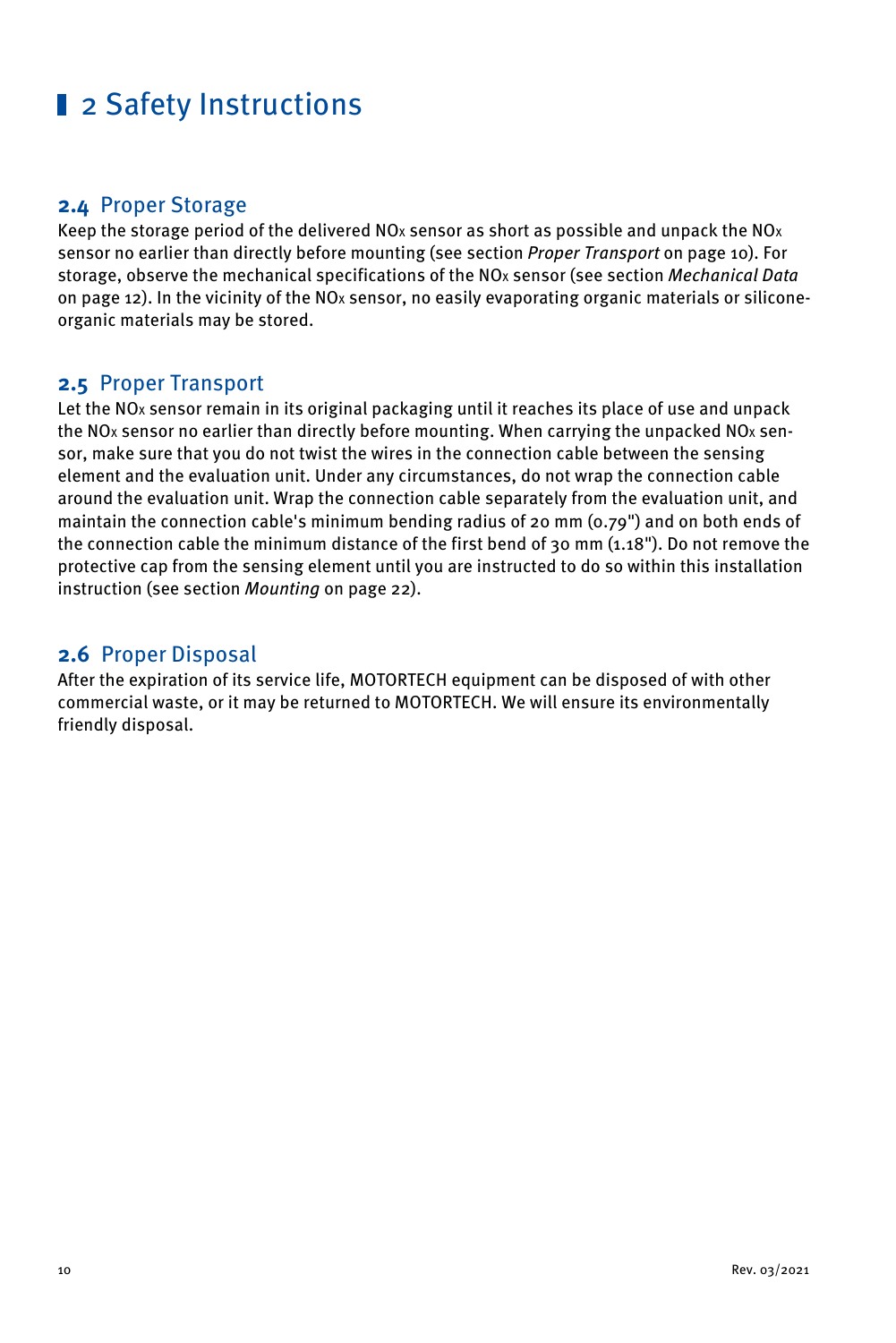# 2 Safety Instructions

## 2.4 Proper Storage

Keep the storage period of the delivered $NO_x$ sensor as short as possible and unpack the $NO_x$ sensor no earlier than directly before mounting (see section *Proper Transport* on page 10). For storage, observe the mechanical specifications of the $NO_x$ sensor (see section *Mechanical Data* on page 12). In the vicinity of the $NO_x$ sensor, no easily evaporating organic materials or silicone-organic materials may be stored.

## 2.5 Proper Transport

Let the $NO_x$ sensor remain in its original packaging until it reaches its place of use and unpack the $NO_x$ sensor no earlier than directly before mounting. When carrying the unpacked $NO_x$ sensor, make sure that you do not twist the wires in the connection cable between the sensing element and the evaluation unit. Under any circumstances, do not wrap the connection cable around the evaluation unit. Wrap the connection cable separately from the evaluation unit, and maintain the connection cable's minimum bending radius of 20 mm (0.79") and on both ends of the connection cable the minimum distance of the first bend of 30 mm (1.18"). Do not remove the protective cap from the sensing element until you are instructed to do so within this installation instruction (see section *Mounting* on page 22).

## 2.6 Proper Disposal

After the expiration of its service life, MOTORTECH equipment can be disposed of with other commercial waste, or it may be returned to MOTORTECH. We will ensure its environmentally friendly disposal.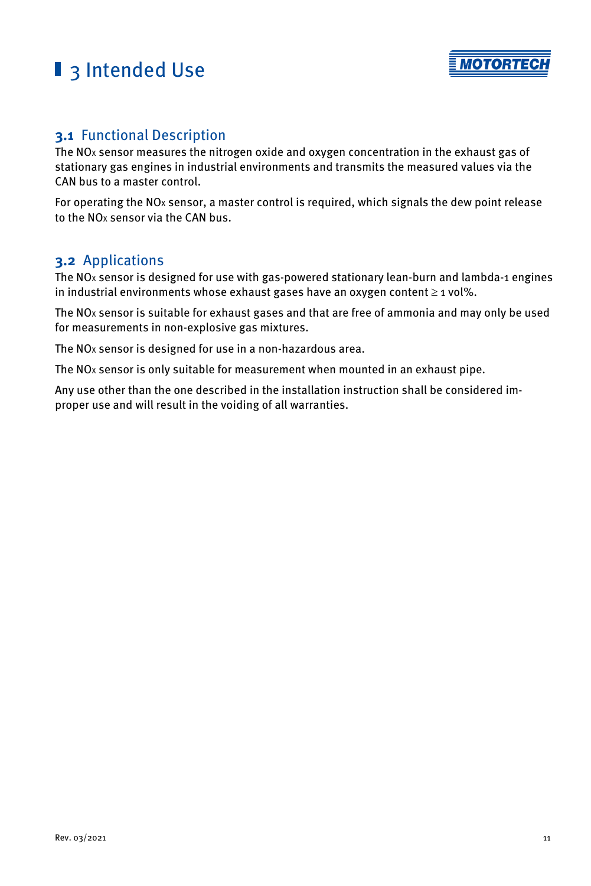# 3 Intended Use

## 3.1 Functional Description

The $NO_x$ sensor measures the nitrogen oxide and oxygen concentration in the exhaust gas of stationary gas engines in industrial environments and transmits the measured values via the CAN bus to a master control.

For operating the $NO_x$ sensor, a master control is required, which signals the dew point release to the $NO_x$ sensor via the CAN bus.

## 3.2 Applications

The $NO_x$ sensor is designed for use with gas-powered stationary lean-burn and lambda-1 engines in industrial environments whose exhaust gases have an oxygen content $\geq$ 1 vol%.

The $NO_x$ sensor is suitable for exhaust gases and that are free of ammonia and may only be used for measurements in non-explosive gas mixtures.

The $NO_x$ sensor is designed for use in a non-hazardous area.

The $NO_x$ sensor is only suitable for measurement when mounted in an exhaust pipe.

Any use other than the one described in the installation instruction shall be considered improper use and will result in the voiding of all warranties.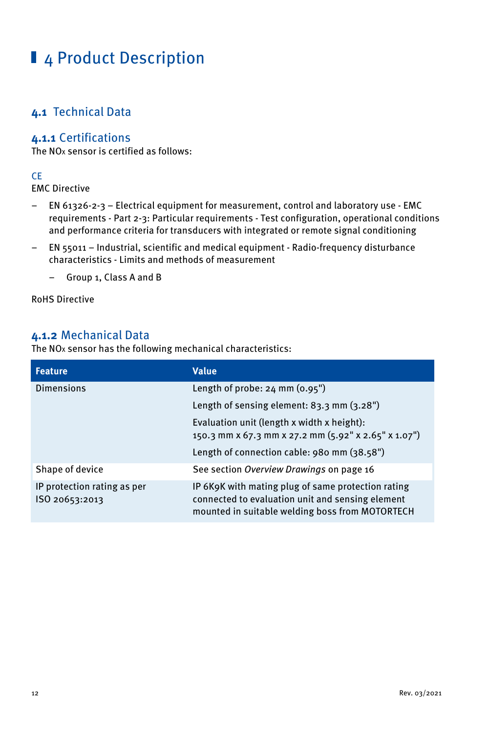# 4 Product Description

## 4.1 Technical Data

### 4.1.1 Certifications

The $NO_x$ sensor is certified as follows:

CE

EMC Directive

- EN 61326-2-3 – Electrical equipment for measurement, control and laboratory use - EMC requirements - Part 2-3: Particular requirements - Test configuration, operational conditions and performance criteria for transducers with integrated or remote signal conditioning
- EN 55011 – Industrial, scientific and medical equipment - Radio-frequency disturbance characteristics - Limits and methods of measurement
  - Group 1, Class A and B

RoHS Directive

### 4.1.2 Mechanical Data

The $NO_x$ sensor has the following mechanical characteristics:

| Feature | Value |
|---|---|
| Dimensions | Length of probe: 24 mm (0.95") |
| | Length of sensing element: 83.3 mm (3.28") |
| | Evaluation unit (length x width x height): 150.3 mm x 67.3 mm x 27.2 mm (5.92" x 2.65" x 1.07") |
| | Length of connection cable: 980 mm (38.58") |
| Shape of device | See section *Overview Drawings* on page 16 |
| IP protection rating as per ISO 20653:2013 | IP 6K9K with mating plug of same protection rating connected to evaluation unit and sensing element mounted in suitable welding boss from MOTORTECH |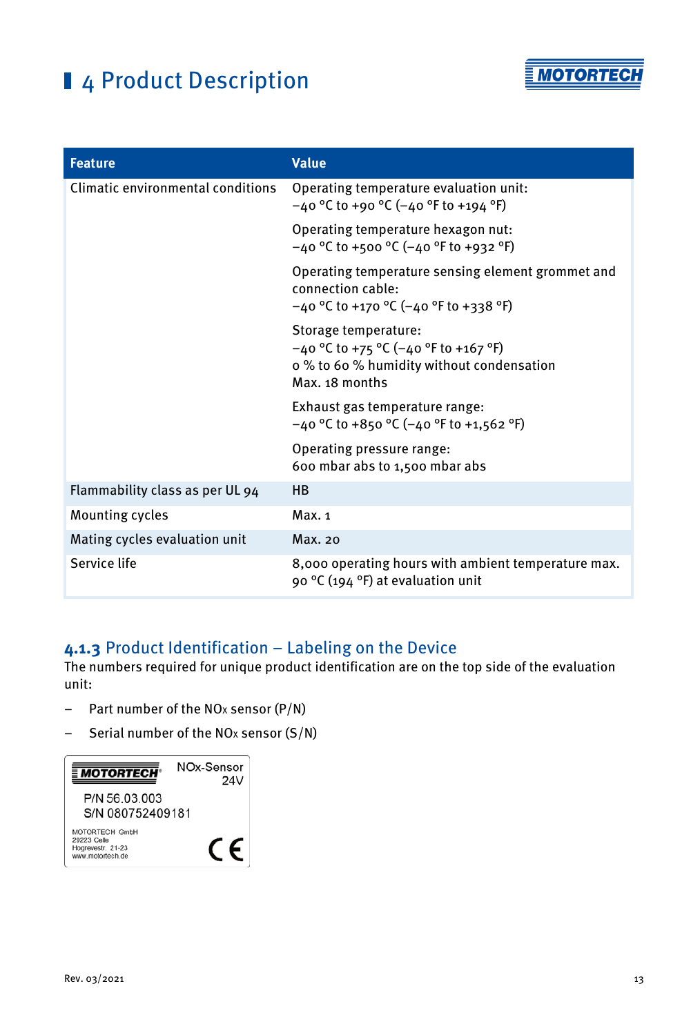# 4 Product Description

| Feature | Value |
|---|---|
| Climatic environmental conditions | Operating temperature evaluation unit: −40 °C to +90 °C (−40 °F to +194 °F)<br><br>Operating temperature hexagon nut: −40 °C to +500 °C (−40 °F to +932 °F)<br><br>Operating temperature sensing element grommet and connection cable: −40 °C to +170 °C (−40 °F to +338 °F)<br><br>Storage temperature: −40 °C to +75 °C (−40 °F to +167 °F) 0 % to 60 % humidity without condensation Max. 18 months<br><br>Exhaust gas temperature range: −40 °C to +850 °C (−40 °F to +1,562 °F)<br><br>Operating pressure range: 600 mbar abs to 1,500 mbar abs |
| Flammability class as per UL 94 | HB |
| Mounting cycles | Max. 1 |
| Mating cycles evaluation unit | Max. 20 |
| Service life | 8,000 operating hours with ambient temperature max. 90 °C (194 °F) at evaluation unit |

### 4.1.3 Product Identification – Labeling on the Device

The numbers required for unique product identification are on the top side of the evaluation unit:

– Part number of the $NO_x$ sensor (P/N)

– Serial number of the $NO_x$ sensor (S/N)

MOTORTECH NOx-Sensor 24V

P/N 56.03.003
S/N 080752409181

MOTORTECH GmbH
29223 Celle
Hogrevestr. 21-23
www.motortech.de

CE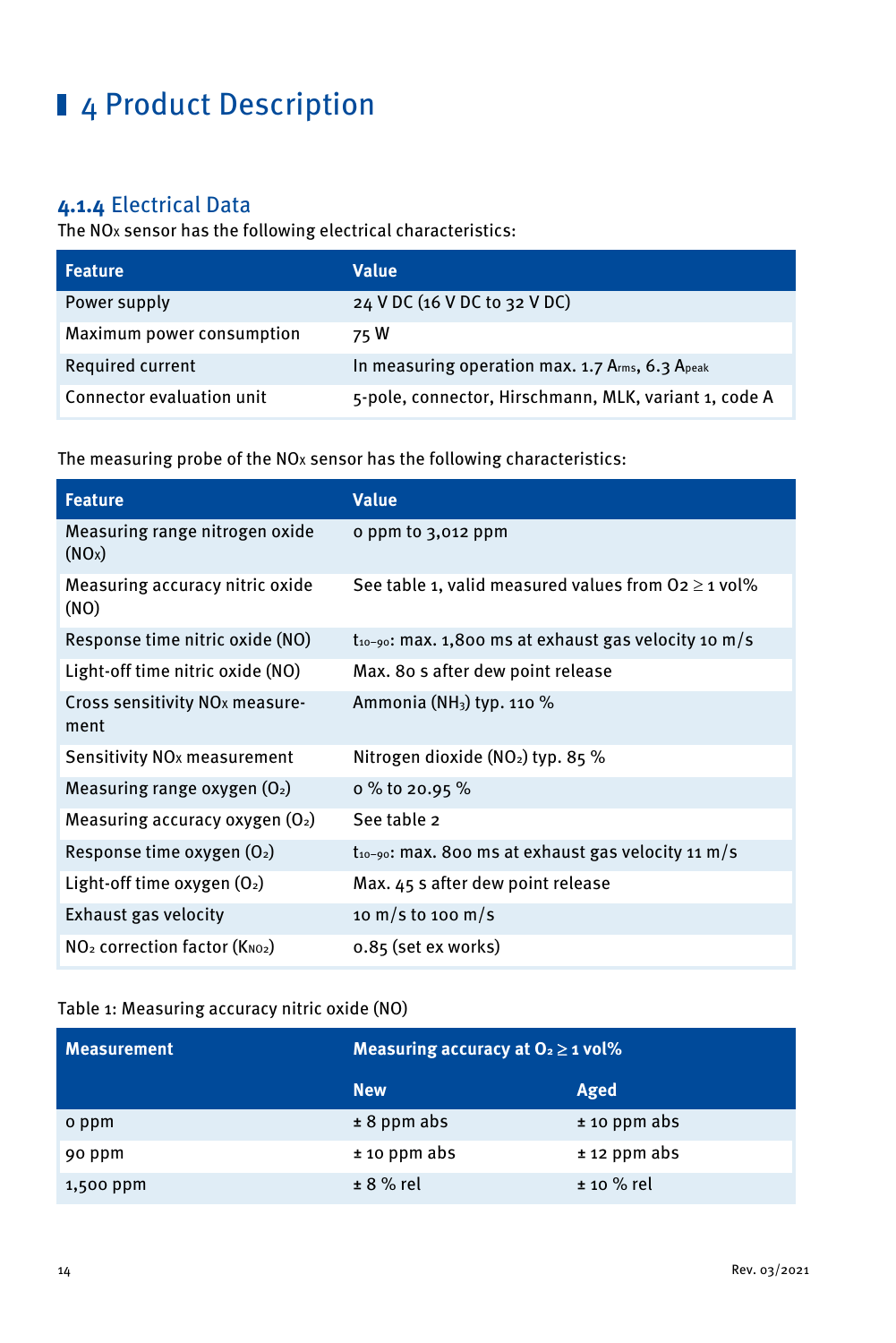# 4 Product Description

### 4.1.4 Electrical Data

The $NO_x$ sensor has the following electrical characteristics:

| Feature | Value |
|---|---|
| Power supply | 24 V DC (16 V DC to 32 V DC) |
| Maximum power consumption | 75 W |
| Required current | In measuring operation max. 1.7 $A_{rms}$, 6.3 $A_{peak}$ |
| Connector evaluation unit | 5-pole, connector, Hirschmann, MLK, variant 1, code A |

The measuring probe of the $NO_x$ sensor has the following characteristics:

| Feature | Value |
|---|---|
| Measuring range nitrogen oxide ($NO_x$) | 0 ppm to 3,012 ppm |
| Measuring accuracy nitric oxide (NO) | See table 1, valid measured values from $O_2 \geq 1$ vol% |
| Response time nitric oxide (NO) | $t_{10-90}$: max. 1,800 ms at exhaust gas velocity 10 m/s |
| Light-off time nitric oxide (NO) | Max. 80 s after dew point release |
| Cross sensitivity $NO_x$ measurement | Ammonia ($NH_3$) typ. 110 % |
| Sensitivity $NO_x$ measurement | Nitrogen dioxide ($NO_2$) typ. 85 % |
| Measuring range oxygen ($O_2$) | 0 % to 20.95 % |
| Measuring accuracy oxygen ($O_2$) | See table 2 |
| Response time oxygen ($O_2$) | $t_{10-90}$: max. 800 ms at exhaust gas velocity 11 m/s |
| Light-off time oxygen ($O_2$) | Max. 45 s after dew point release |
| Exhaust gas velocity | 10 m/s to 100 m/s |
| $NO_2$ correction factor ($K_{NO_2}$) | 0.85 (set ex works) |

Table 1: Measuring accuracy nitric oxide (NO)

| Measurement | Measuring accuracy at $O_2 \geq 1$ vol% | |
|---|---|---|
| | New | Aged |
| 0 ppm | ± 8 ppm abs | ± 10 ppm abs |
| 90 ppm | ± 10 ppm abs | ± 12 ppm abs |
| 1,500 ppm | ± 8 % rel | ± 10 % rel |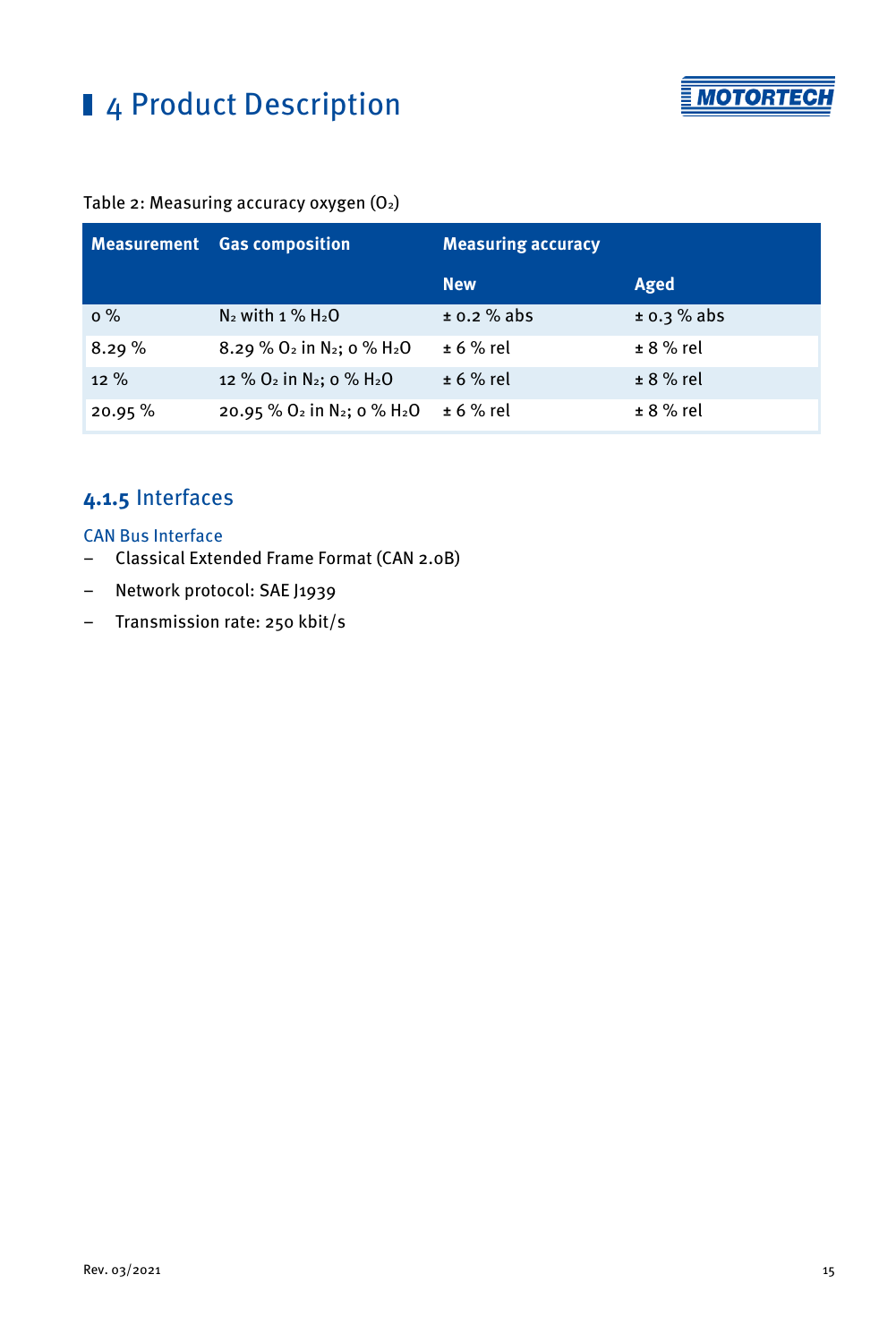Table 2: Measuring accuracy oxygen ($O_2$)

| Measurement | Gas composition | Measuring accuracy | |
|---|---|---|---|
| | | New | Aged |
| 0 % | $N_2$ with 1 % $H_2O$ | ± 0.2 % abs | ± 0.3 % abs |
| 8.29 % | 8.29 % $O_2$ in $N_2$; 0 % $H_2O$ | ± 6 % rel | ± 8 % rel |
| 12 % | 12 % $O_2$ in $N_2$; 0 % $H_2O$ | ± 6 % rel | ± 8 % rel |
| 20.95 % | 20.95 % $O_2$ in $N_2$; 0 % $H_2O$ | ± 6 % rel | ± 8 % rel |

### 4.1.5 Interfaces

#### CAN Bus Interface

- Classical Extended Frame Format (CAN 2.0B)
- Network protocol: SAE J1939
- Transmission rate: 250 kbit/s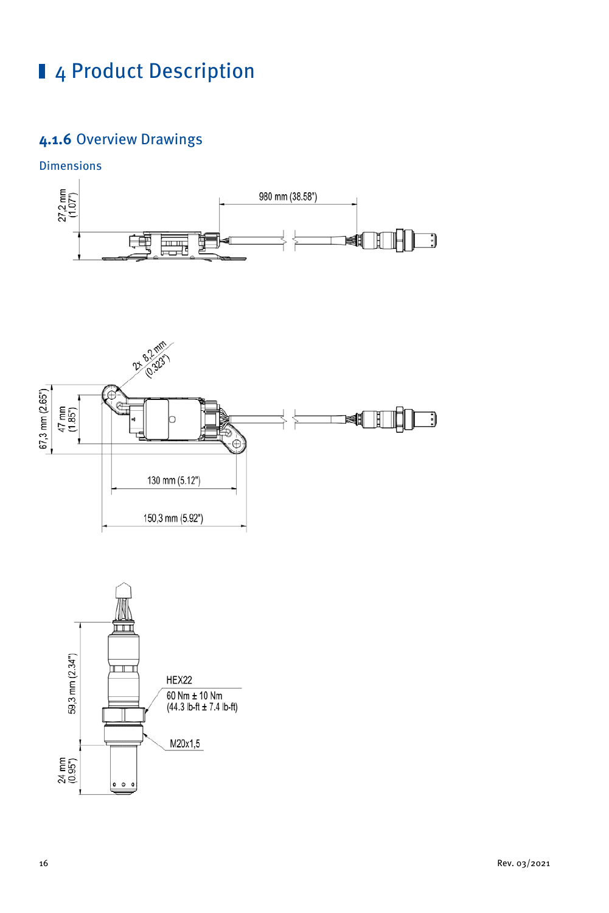# 4 Product Description

## 4.1.6 Overview Drawings

### Dimensions

27,2 mm (1.07")

980 mm (38.58")

2x 8,2 mm (0.323")

67,3 mm (2.65")

47 mm (1.85")

130 mm (5.12")

150,3 mm (5.92")

59,3 mm (2.34")

24 mm (0.95")

HEX22

60 Nm ± 10 Nm (44.3 lb-ft ± 7.4 lb-ft)

M20x1,5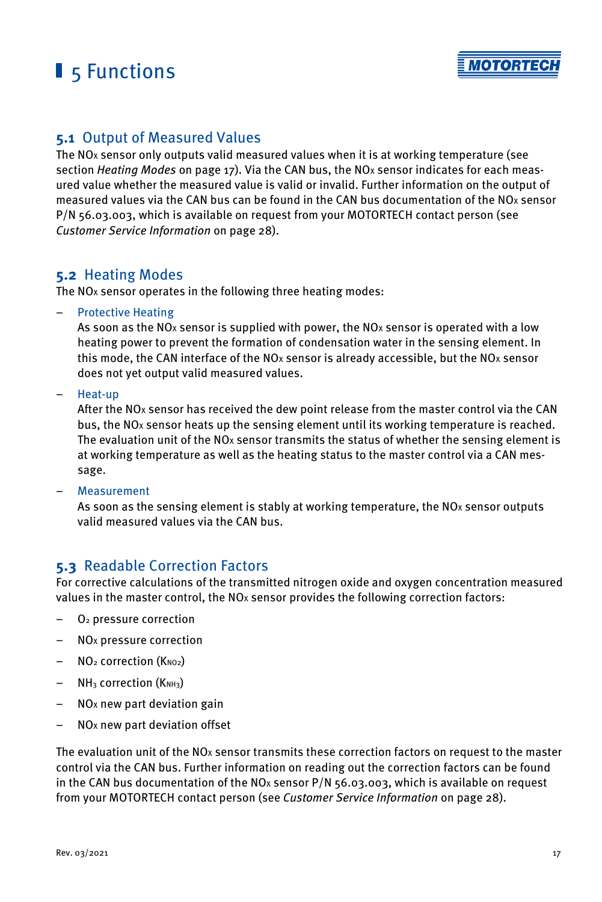# 5 Functions

## 5.1 Output of Measured Values

The $NO_x$ sensor only outputs valid measured values when it is at working temperature (see section *Heating Modes* on page 17). Via the CAN bus, the $NO_x$ sensor indicates for each measured value whether the measured value is valid or invalid. Further information on the output of measured values via the CAN bus can be found in the CAN bus documentation of the $NO_x$ sensor P/N 56.03.003, which is available on request from your MOTORTECH contact person (see *Customer Service Information* on page 28).

## 5.2 Heating Modes

The $NO_x$ sensor operates in the following three heating modes:

– Protective Heating
  As soon as the $NO_x$ sensor is supplied with power, the $NO_x$ sensor is operated with a low heating power to prevent the formation of condensation water in the sensing element. In this mode, the CAN interface of the $NO_x$ sensor is already accessible, but the $NO_x$ sensor does not yet output valid measured values.

– Heat-up
  After the $NO_x$ sensor has received the dew point release from the master control via the CAN bus, the $NO_x$ sensor heats up the sensing element until its working temperature is reached. The evaluation unit of the $NO_x$ sensor transmits the status of whether the sensing element is at working temperature as well as the heating status to the master control via a CAN message.

– Measurement
  As soon as the sensing element is stably at working temperature, the $NO_x$ sensor outputs valid measured values via the CAN bus.

## 5.3 Readable Correction Factors

For corrective calculations of the transmitted nitrogen oxide and oxygen concentration measured values in the master control, the $NO_x$ sensor provides the following correction factors:

– $O_2$ pressure correction

– $NO_x$ pressure correction

– $NO_2$ correction ($K_{NO_2}$)

– $NH_3$ correction ($K_{NH_3}$)

– $NO_x$ new part deviation gain

– $NO_x$ new part deviation offset

The evaluation unit of the $NO_x$ sensor transmits these correction factors on request to the master control via the CAN bus. Further information on reading out the correction factors can be found in the CAN bus documentation of the $NO_x$ sensor P/N 56.03.003, which is available on request from your MOTORTECH contact person (see *Customer Service Information* on page 28).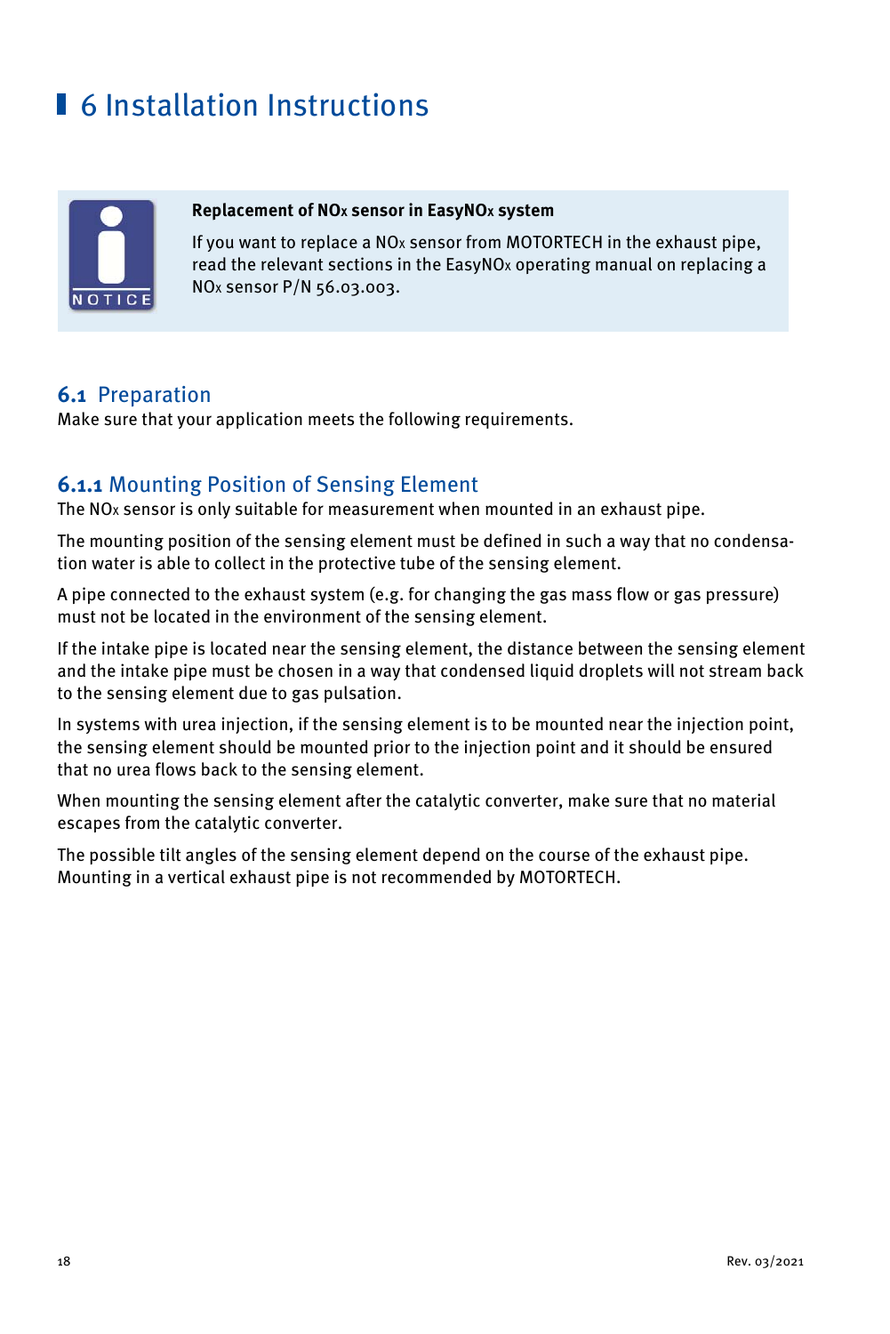# 6 Installation Instructions

> **NOTICE**
>
> **Replacement of $NO_x$ sensor in EasyNOx system**
>
> If you want to replace a $NO_x$ sensor from MOTORTECH in the exhaust pipe, read the relevant sections in the EasyNOx operating manual on replacing a $NO_x$ sensor P/N 56.03.003.

## 6.1 Preparation

Make sure that your application meets the following requirements.

### 6.1.1 Mounting Position of Sensing Element

The $NO_x$ sensor is only suitable for measurement when mounted in an exhaust pipe.

The mounting position of the sensing element must be defined in such a way that no condensation water is able to collect in the protective tube of the sensing element.

A pipe connected to the exhaust system (e.g. for changing the gas mass flow or gas pressure) must not be located in the environment of the sensing element.

If the intake pipe is located near the sensing element, the distance between the sensing element and the intake pipe must be chosen in a way that condensed liquid droplets will not stream back to the sensing element due to gas pulsation.

In systems with urea injection, if the sensing element is to be mounted near the injection point, the sensing element should be mounted prior to the injection point and it should be ensured that no urea flows back to the sensing element.

When mounting the sensing element after the catalytic converter, make sure that no material escapes from the catalytic converter.

The possible tilt angles of the sensing element depend on the course of the exhaust pipe. Mounting in a vertical exhaust pipe is not recommended by MOTORTECH.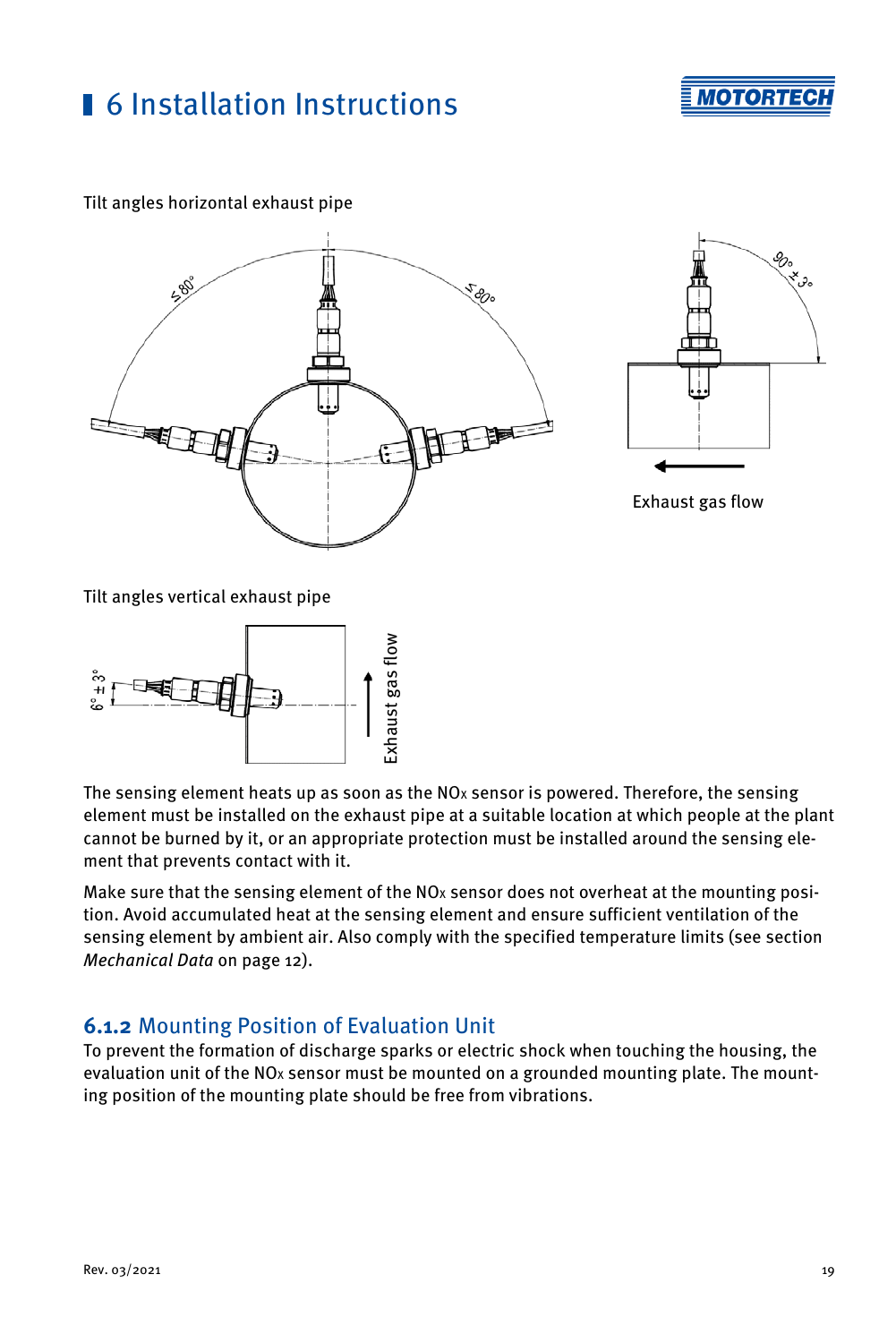Tilt angles horizontal exhaust pipe

Exhaust gas flow

Tilt angles vertical exhaust pipe

The sensing element heats up as soon as the $NO_x$ sensor is powered. Therefore, the sensing element must be installed on the exhaust pipe at a suitable location at which people at the plant cannot be burned by it, or an appropriate protection must be installed around the sensing element that prevents contact with it.

Make sure that the sensing element of the $NO_x$ sensor does not overheat at the mounting position. Avoid accumulated heat at the sensing element and ensure sufficient ventilation of the sensing element by ambient air. Also comply with the specified temperature limits (see section *Mechanical Data* on page 12).

### 6.1.2 Mounting Position of Evaluation Unit

To prevent the formation of discharge sparks or electric shock when touching the housing, the evaluation unit of the $NO_x$ sensor must be mounted on a grounded mounting plate. The mounting position of the mounting plate should be free from vibrations.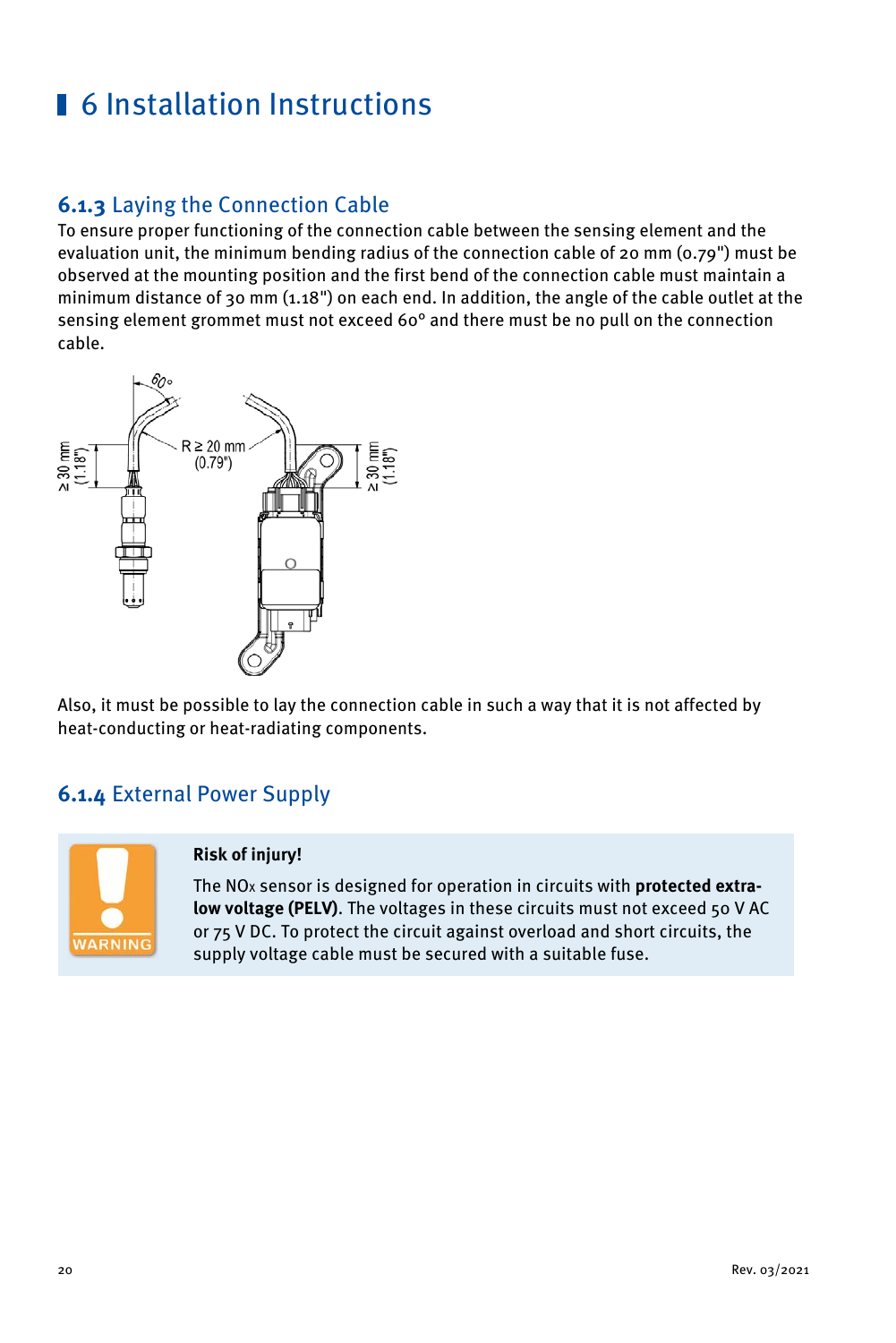# 6 Installation Instructions

## 6.1.3 Laying the Connection Cable

To ensure proper functioning of the connection cable between the sensing element and the evaluation unit, the minimum bending radius of the connection cable of 20 mm (0.79") must be observed at the mounting position and the first bend of the connection cable must maintain a minimum distance of 30 mm (1.18") on each end. In addition, the angle of the cable outlet at the sensing element grommet must not exceed 60° and there must be no pull on the connection cable.

Also, it must be possible to lay the connection cable in such a way that it is not affected by heat-conducting or heat-radiating components.

## 6.1.4 External Power Supply

> WARNING
>
> **Risk of injury!**
>
> The NOx sensor is designed for operation in circuits with **protected extra-low voltage (PELV)**. The voltages in these circuits must not exceed 50 V AC or 75 V DC. To protect the circuit against overload and short circuits, the supply voltage cable must be secured with a suitable fuse.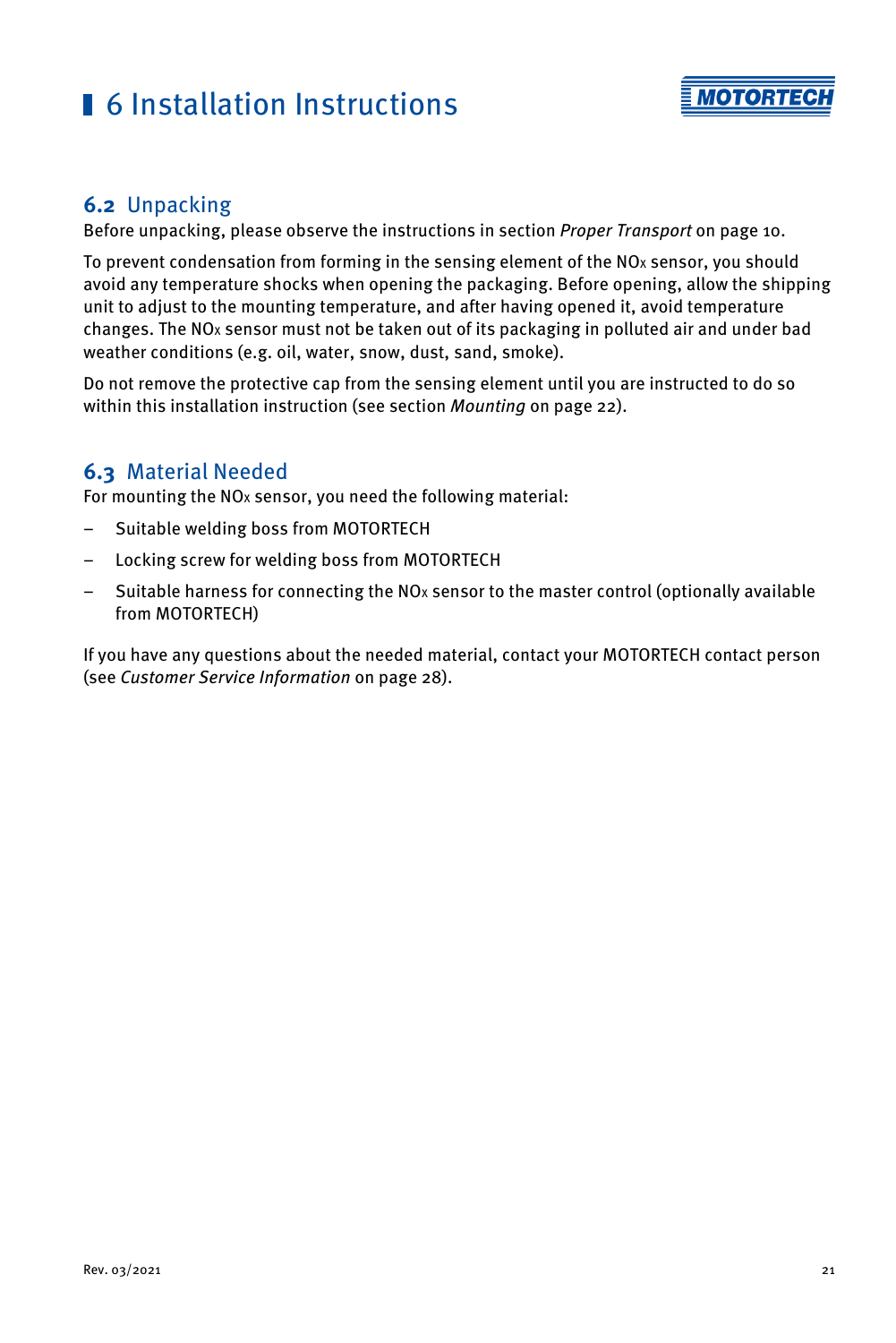## 6.2 Unpacking

Before unpacking, please observe the instructions in section *Proper Transport* on page 10.

To prevent condensation from forming in the sensing element of the $NO_x$ sensor, you should avoid any temperature shocks when opening the packaging. Before opening, allow the shipping unit to adjust to the mounting temperature, and after having opened it, avoid temperature changes. The $NO_x$ sensor must not be taken out of its packaging in polluted air and under bad weather conditions (e.g. oil, water, snow, dust, sand, smoke).

Do not remove the protective cap from the sensing element until you are instructed to do so within this installation instruction (see section *Mounting* on page 22).

## 6.3 Material Needed

For mounting the $NO_x$ sensor, you need the following material:

- Suitable welding boss from MOTORTECH
- Locking screw for welding boss from MOTORTECH
- Suitable harness for connecting the $NO_x$ sensor to the master control (optionally available from MOTORTECH)

If you have any questions about the needed material, contact your MOTORTECH contact person (see *Customer Service Information* on page 28).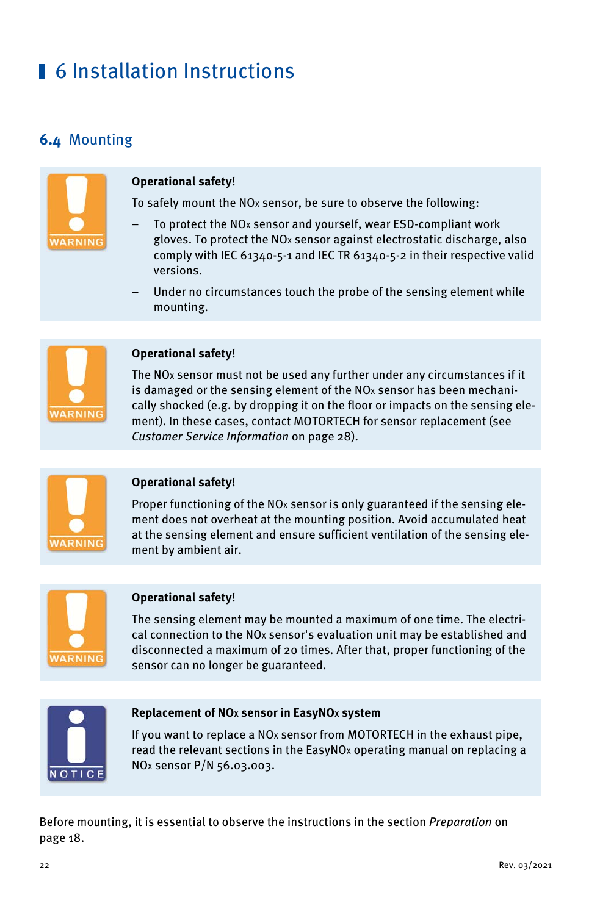# 6 Installation Instructions

## 6.4 Mounting

> **WARNING**
>
> **Operational safety!**
>
> To safely mount the $NO_x$ sensor, be sure to observe the following:
>
> – To protect the $NO_x$ sensor and yourself, wear ESD-compliant work gloves. To protect the $NO_x$ sensor against electrostatic discharge, also comply with IEC 61340-5-1 and IEC TR 61340-5-2 in their respective valid versions.
>
> – Under no circumstances touch the probe of the sensing element while mounting.

> **WARNING**
>
> **Operational safety!**
>
> The $NO_x$ sensor must not be used any further under any circumstances if it is damaged or the sensing element of the $NO_x$ sensor has been mechanically shocked (e.g. by dropping it on the floor or impacts on the sensing element). In these cases, contact MOTORTECH for sensor replacement (see *Customer Service Information* on page 28).

> **WARNING**
>
> **Operational safety!**
>
> Proper functioning of the $NO_x$ sensor is only guaranteed if the sensing element does not overheat at the mounting position. Avoid accumulated heat at the sensing element and ensure sufficient ventilation of the sensing element by ambient air.

> **WARNING**
>
> **Operational safety!**
>
> The sensing element may be mounted a maximum of one time. The electrical connection to the $NO_x$ sensor's evaluation unit may be established and disconnected a maximum of 20 times. After that, proper functioning of the sensor can no longer be guaranteed.

> **NOTICE**
>
> **Replacement of $NO_x$ sensor in Easy$NO_x$ system**
>
> If you want to replace a $NO_x$ sensor from MOTORTECH in the exhaust pipe, read the relevant sections in the Easy$NO_x$ operating manual on replacing a $NO_x$ sensor P/N 56.03.003.

Before mounting, it is essential to observe the instructions in the section *Preparation* on page 18.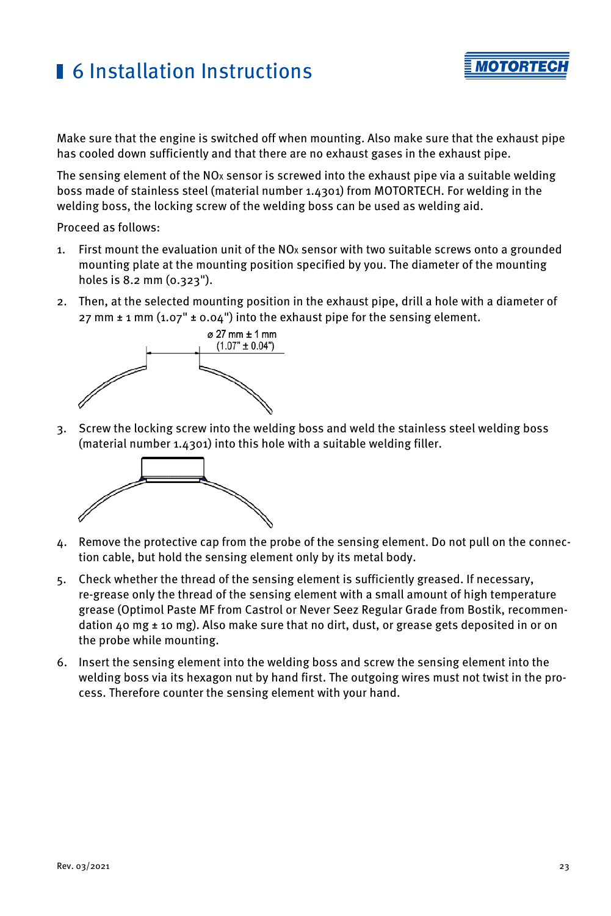# 6 Installation Instructions

Make sure that the engine is switched off when mounting. Also make sure that the exhaust pipe has cooled down sufficiently and that there are no exhaust gases in the exhaust pipe.

The sensing element of the $NO_x$ sensor is screwed into the exhaust pipe via a suitable welding boss made of stainless steel (material number 1.4301) from MOTORTECH. For welding in the welding boss, the locking screw of the welding boss can be used as welding aid.

Proceed as follows:

1. First mount the evaluation unit of the $NO_x$ sensor with two suitable screws onto a grounded mounting plate at the mounting position specified by you. The diameter of the mounting holes is 8.2 mm (0.323").
2. Then, at the selected mounting position in the exhaust pipe, drill a hole with a diameter of 27 mm ± 1 mm (1.07" ± 0.04") into the exhaust pipe for the sensing element.

   ø 27 mm ± 1 mm (1.07" ± 0.04")

3. Screw the locking screw into the welding boss and weld the stainless steel welding boss (material number 1.4301) into this hole with a suitable welding filler.
4. Remove the protective cap from the probe of the sensing element. Do not pull on the connection cable, but hold the sensing element only by its metal body.
5. Check whether the thread of the sensing element is sufficiently greased. If necessary, re-grease only the thread of the sensing element with a small amount of high temperature grease (Optimol Paste MF from Castrol or Never Seez Regular Grade from Bostik, recommendation 40 mg ± 10 mg). Also make sure that no dirt, dust, or grease gets deposited in or on the probe while mounting.
6. Insert the sensing element into the welding boss and screw the sensing element into the welding boss via its hexagon nut by hand first. The outgoing wires must not twist in the process. Therefore counter the sensing element with your hand.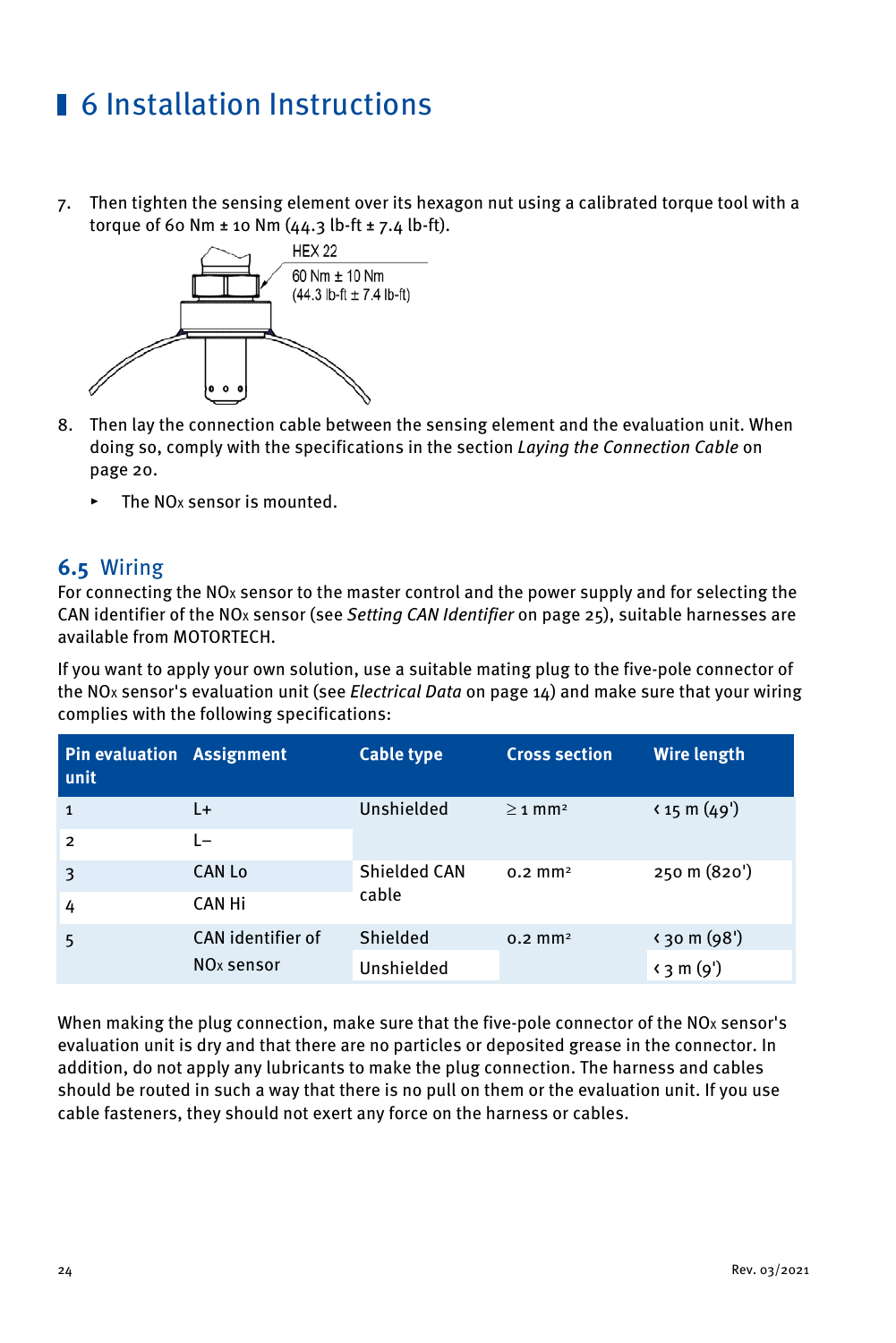# 6 Installation Instructions

7. Then tighten the sensing element over its hexagon nut using a calibrated torque tool with a torque of 60 Nm ± 10 Nm (44.3 lb-ft ± 7.4 lb-ft).

HEX 22

60 Nm ± 10 Nm
(44.3 lb-ft ± 7.4 lb-ft)

8. Then lay the connection cable between the sensing element and the evaluation unit. When doing so, comply with the specifications in the section *Laying the Connection Cable* on page 20.

   ▸ The $NO_x$ sensor is mounted.

## 6.5 Wiring

For connecting the $NO_x$ sensor to the master control and the power supply and for selecting the CAN identifier of the $NO_x$ sensor (see *Setting CAN Identifier* on page 25), suitable harnesses are available from MOTORTECH.

If you want to apply your own solution, use a suitable mating plug to the five-pole connector of the $NO_x$ sensor's evaluation unit (see *Electrical Data* on page 14) and make sure that your wiring complies with the following specifications:

| Pin evaluation unit | Assignment | Cable type | Cross section | Wire length |
|---|---|---|---|---|
| 1 | L+ | Unshielded | ≥ 1 mm² | < 15 m (49') |
| 2 | L– | | | |
| 3 | CAN Lo | Shielded CAN cable | 0.2 mm² | 250 m (820') |
| 4 | CAN Hi | | | |
| 5 | CAN identifier of $NO_x$ sensor | Shielded | 0.2 mm² | < 30 m (98') |
| | | Unshielded | | < 3 m (9') |

When making the plug connection, make sure that the five-pole connector of the $NO_x$ sensor's evaluation unit is dry and that there are no particles or deposited grease in the connector. In addition, do not apply any lubricants to make the plug connection. The harness and cables should be routed in such a way that there is no pull on them or the evaluation unit. If you use cable fasteners, they should not exert any force on the harness or cables.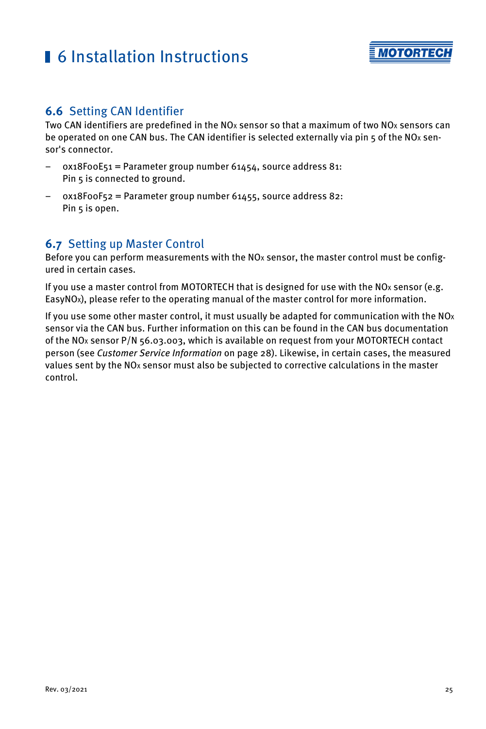# 6 Installation Instructions

## 6.6 Setting CAN Identifier

Two CAN identifiers are predefined in the $NO_x$ sensor so that a maximum of two $NO_x$ sensors can be operated on one CAN bus. The CAN identifier is selected externally via pin 5 of the $NO_x$ sensor's connector.

- 0x18F00E51 = Parameter group number 61454, source address 81:
  Pin 5 is connected to ground.
- 0x18F00F52 = Parameter group number 61455, source address 82:
  Pin 5 is open.

## 6.7 Setting up Master Control

Before you can perform measurements with the $NO_x$ sensor, the master control must be configured in certain cases.

If you use a master control from MOTORTECH that is designed for use with the $NO_x$ sensor (e.g. EasyNOx), please refer to the operating manual of the master control for more information.

If you use some other master control, it must usually be adapted for communication with the $NO_x$ sensor via the CAN bus. Further information on this can be found in the CAN bus documentation of the $NO_x$ sensor P/N 56.03.003, which is available on request from your MOTORTECH contact person (see *Customer Service Information* on page 28). Likewise, in certain cases, the measured values sent by the $NO_x$ sensor must also be subjected to corrective calculations in the master control.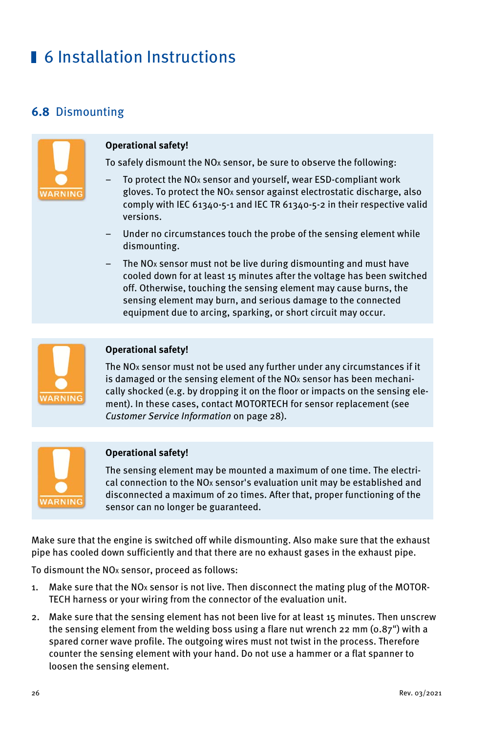# 6 Installation Instructions

## 6.8 Dismounting

WARNING

**Operational safety!**

To safely dismount the $NO_x$ sensor, be sure to observe the following:

- To protect the $NO_x$ sensor and yourself, wear ESD-compliant work gloves. To protect the $NO_x$ sensor against electrostatic discharge, also comply with IEC 61340-5-1 and IEC TR 61340-5-2 in their respective valid versions.
- Under no circumstances touch the probe of the sensing element while dismounting.
- The $NO_x$ sensor must not be live during dismounting and must have cooled down for at least 15 minutes after the voltage has been switched off. Otherwise, touching the sensing element may cause burns, the sensing element may burn, and serious damage to the connected equipment due to arcing, sparking, or short circuit may occur.

WARNING

**Operational safety!**

The $NO_x$ sensor must not be used any further under any circumstances if it is damaged or the sensing element of the $NO_x$ sensor has been mechanically shocked (e.g. by dropping it on the floor or impacts on the sensing element). In these cases, contact MOTORTECH for sensor replacement (see *Customer Service Information* on page 28).

WARNING

**Operational safety!**

The sensing element may be mounted a maximum of one time. The electrical connection to the $NO_x$ sensor's evaluation unit may be established and disconnected a maximum of 20 times. After that, proper functioning of the sensor can no longer be guaranteed.

Make sure that the engine is switched off while dismounting. Also make sure that the exhaust pipe has cooled down sufficiently and that there are no exhaust gases in the exhaust pipe.

To dismount the $NO_x$ sensor, proceed as follows:

1. Make sure that the $NO_x$ sensor is not live. Then disconnect the mating plug of the MOTORTECH harness or your wiring from the connector of the evaluation unit.
2. Make sure that the sensing element has not been live for at least 15 minutes. Then unscrew the sensing element from the welding boss using a flare nut wrench 22 mm (0.87") with a spared corner wave profile. The outgoing wires must not twist in the process. Therefore counter the sensing element with your hand. Do not use a hammer or a flat spanner to loosen the sensing element.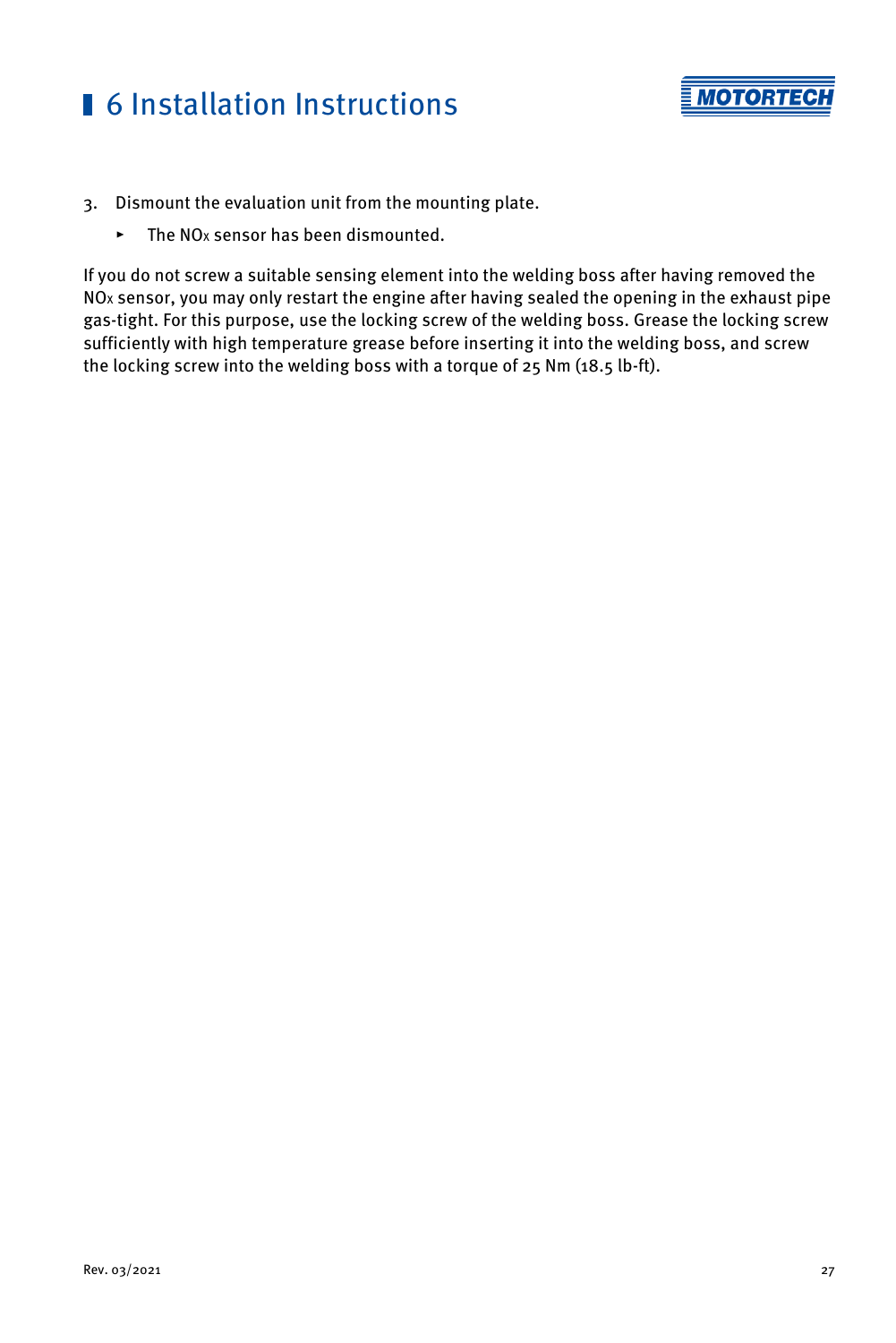3. Dismount the evaluation unit from the mounting plate.

   ► The $NO_x$ sensor has been dismounted.

If you do not screw a suitable sensing element into the welding boss after having removed the $NO_x$ sensor, you may only restart the engine after having sealed the opening in the exhaust pipe gas-tight. For this purpose, use the locking screw of the welding boss. Grease the locking screw sufficiently with high temperature grease before inserting it into the welding boss, and screw the locking screw into the welding boss with a torque of 25 Nm (18.5 lb-ft).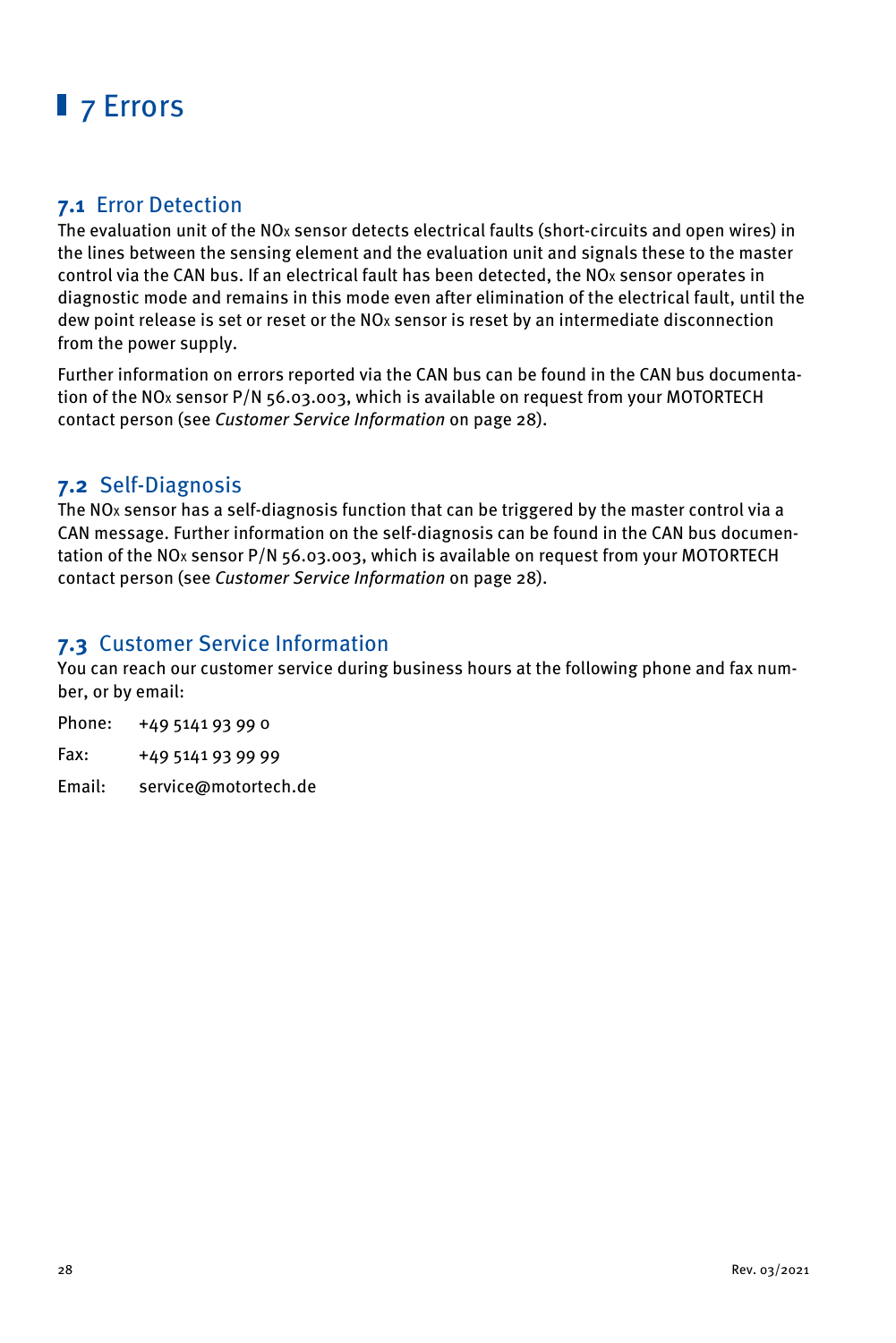# 7 Errors

## 7.1 Error Detection

The evaluation unit of the $NO_x$ sensor detects electrical faults (short-circuits and open wires) in the lines between the sensing element and the evaluation unit and signals these to the master control via the CAN bus. If an electrical fault has been detected, the $NO_x$ sensor operates in diagnostic mode and remains in this mode even after elimination of the electrical fault, until the dew point release is set or reset or the $NO_x$ sensor is reset by an intermediate disconnection from the power supply.

Further information on errors reported via the CAN bus can be found in the CAN bus documentation of the $NO_x$ sensor P/N 56.03.003, which is available on request from your MOTORTECH contact person (see *Customer Service Information* on page 28).

## 7.2 Self-Diagnosis

The $NO_x$ sensor has a self-diagnosis function that can be triggered by the master control via a CAN message. Further information on the self-diagnosis can be found in the CAN bus documentation of the $NO_x$ sensor P/N 56.03.003, which is available on request from your MOTORTECH contact person (see *Customer Service Information* on page 28).

## 7.3 Customer Service Information

You can reach our customer service during business hours at the following phone and fax number, or by email:

Phone: +49 5141 93 99 0

Fax: +49 5141 93 99 99

Email: service@motortech.de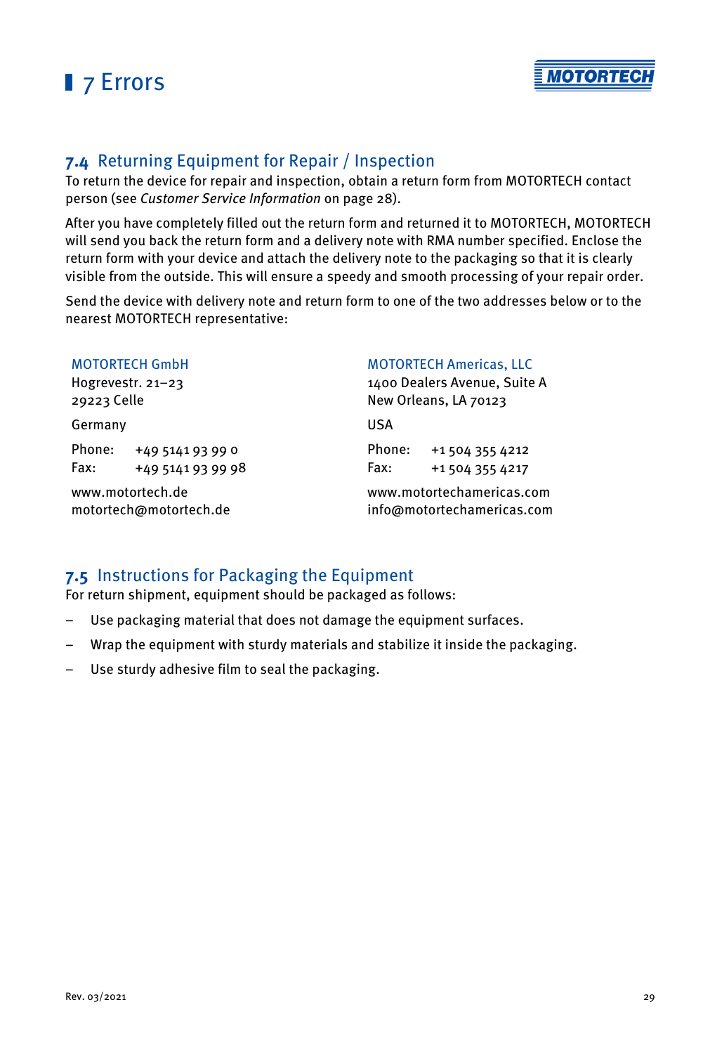## 7.4 Returning Equipment for Repair / Inspection

To return the device for repair and inspection, obtain a return form from MOTORTECH contact person (see *Customer Service Information* on page 28).

After you have completely filled out the return form and returned it to MOTORTECH, MOTORTECH will send you back the return form and a delivery note with RMA number specified. Enclose the return form with your device and attach the delivery note to the packaging so that it is clearly visible from the outside. This will ensure a speedy and smooth processing of your repair order.

Send the device with delivery note and return form to one of the two addresses below or to the nearest MOTORTECH representative:

MOTORTECH GmbH
Hogrevestr. 21–23
29223 Celle

Germany

Phone: +49 5141 93 99 0
Fax: +49 5141 93 99 98

www.motortech.de
motortech@motortech.de

MOTORTECH Americas, LLC
1400 Dealers Avenue, Suite A
New Orleans, LA 70123

USA

Phone: +1 504 355 4212
Fax: +1 504 355 4217

www.motortechamericas.com
info@motortechamericas.com

## 7.5 Instructions for Packaging the Equipment

For return shipment, equipment should be packaged as follows:

- Use packaging material that does not damage the equipment surfaces.
- Wrap the equipment with sturdy materials and stabilize it inside the packaging.
- Use sturdy adhesive film to seal the packaging.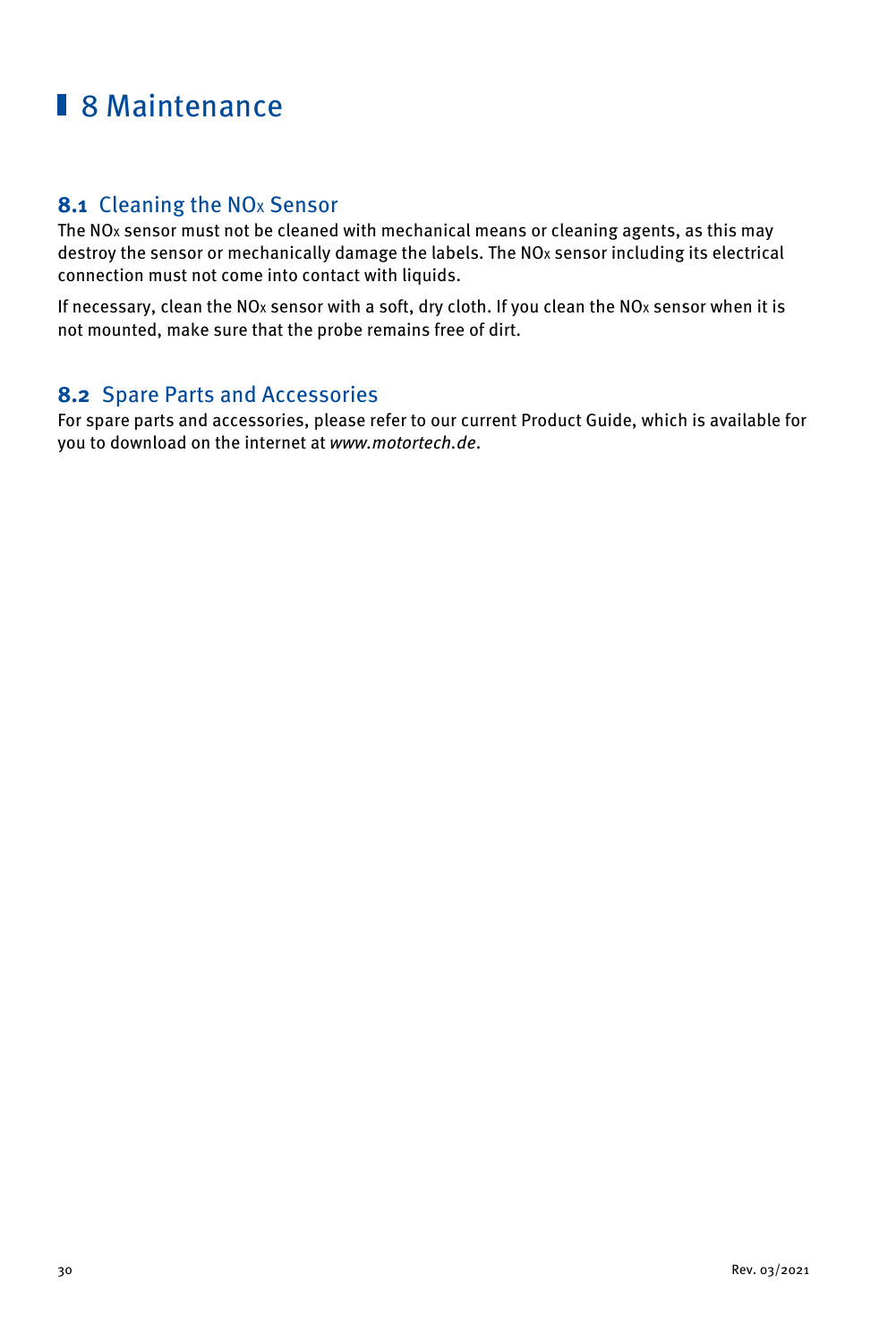# 8 Maintenance

## 8.1 Cleaning the $NO_x$ Sensor

The $NO_x$ sensor must not be cleaned with mechanical means or cleaning agents, as this may destroy the sensor or mechanically damage the labels. The $NO_x$ sensor including its electrical connection must not come into contact with liquids.

If necessary, clean the $NO_x$ sensor with a soft, dry cloth. If you clean the $NO_x$ sensor when it is not mounted, make sure that the probe remains free of dirt.

## 8.2 Spare Parts and Accessories

For spare parts and accessories, please refer to our current Product Guide, which is available for you to download on the internet at *www.motortech.de*.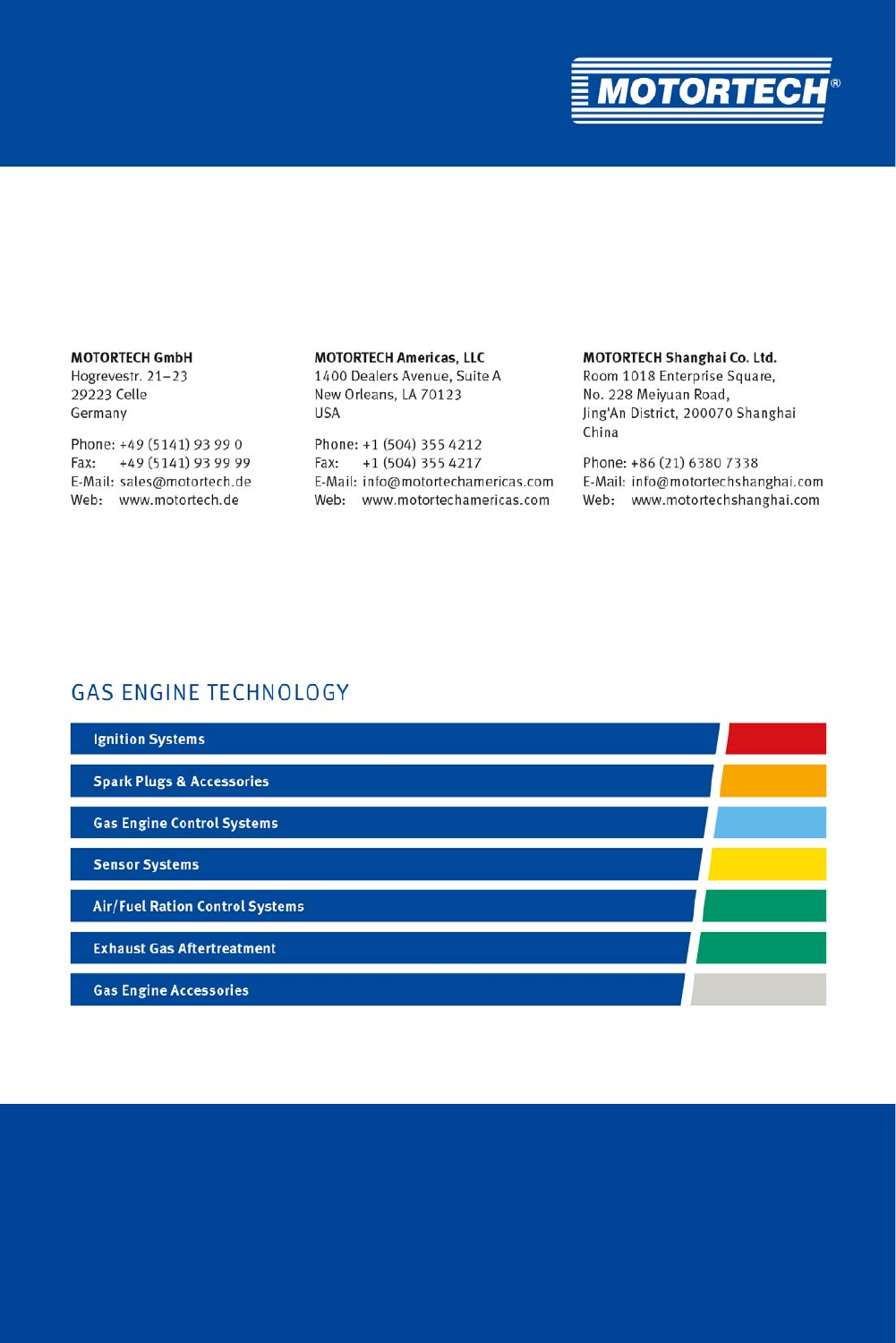MOTORTECH®

**MOTORTECH GmbH**
Hogrevestr. 21–23
29223 Celle
Germany

Phone: +49 (5141) 93 99 0
Fax: +49 (5141) 93 99 99
E-Mail: sales@motortech.de
Web: www.motortech.de

**MOTORTECH Americas, LLC**
1400 Dealers Avenue, Suite A
New Orleans, LA 70123
USA

Phone: +1 (504) 355 4212
Fax: +1 (504) 355 4217
E-Mail: info@motortechamericas.com
Web: www.motortechamericas.com

**MOTORTECH Shanghai Co. Ltd.**
Room 1018 Enterprise Square,
No. 228 Meiyuan Road,
Jing'An District, 200070 Shanghai
China

Phone: +86 (21) 6380 7338
E-Mail: info@motortechshanghai.com
Web: www.motortechshanghai.com

## GAS ENGINE TECHNOLOGY

- **Ignition Systems**
- **Spark Plugs & Accessories**
- **Gas Engine Control Systems**
- **Sensor Systems**
- **Air/Fuel Ration Control Systems**
- **Exhaust Gas Aftertreatment**
- **Gas Engine Accessories**